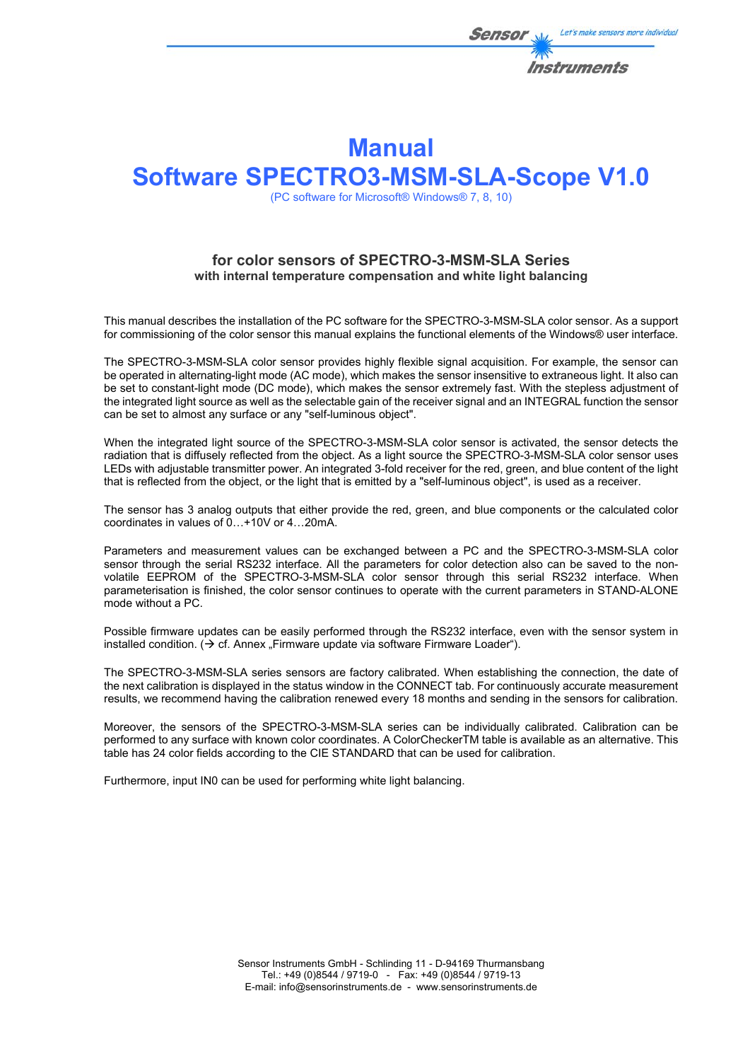# Manual

# Software SPECTRO3-MSM-SLA-Scope V1.0

(PC software for Microsoft® Windows® 7, 8, 10)

### for color sensors of SPECTRO-3-MSM-SLA Series

**with internal temperature compensation and white light balancing**

This manual describes the installation of the PC software for the SPECTRO-3-MSM-SLA color sensor. As a support for commissioning of the color sensor this manual explains the functional elements of the Windows® user interface.

The SPECTRO-3-MSM-SLA color sensor provides highly flexible signal acquisition. For example, the sensor can be operated in alternating-light mode (AC mode), which makes the sensor insensitive to extraneous light. It also can be set to constant-light mode (DC mode), which makes the sensor extremely fast. With the stepless adjustment of the integrated light source as well as the selectable gain of the receiver signal and an INTEGRAL function the sensor can be set to almost any surface or any "self-luminous object".

When the integrated light source of the SPECTRO-3-MSM-SLA color sensor is activated, the sensor detects the radiation that is diffusely reflected from the object. As a light source the SPECTRO-3-MSM-SLA color sensor uses LEDs with adjustable transmitter power. An integrated 3-fold receiver for the red, green, and blue content of the light that is reflected from the object, or the light that is emitted by a "self-luminous object", is used as a receiver.

The sensor has 3 analog outputs that either provide the red, green, and blue components or the calculated color coordinates in values of 0…+10V or 4…20mA.

Parameters and measurement values can be exchanged between a PC and the SPECTRO-3-MSM-SLA color sensor through the serial RS232 interface. All the parameters for color detection also can be saved to the non-volatile EEPROM of the SPECTRO-3-MSM-SLA color sensor through this serial RS232 interface. When parameterisation is finished, the color sensor continues to operate with the current parameters in STAND-ALONE mode without a PC.

Possible firmware updates can be easily performed through the RS232 interface, even with the sensor system in installed condition. (→ cf. Annex „Firmware update via software Firmware Loader").

The SPECTRO-3-MSM-SLA series sensors are factory calibrated. When establishing the connection, the date of the next calibration is displayed in the status window in the CONNECT tab. For continuously accurate measurement results, we recommend having the calibration renewed every 18 months and sending in the sensors for calibration.

Moreover, the sensors of the SPECTRO-3-MSM-SLA series can be individually calibrated. Calibration can be performed to any surface with known color coordinates. A ColorCheckerTM table is available as an alternative. This table has 24 color fields according to the CIE STANDARD that can be used for calibration.

Furthermore, input IN0 can be used for performing white light balancing.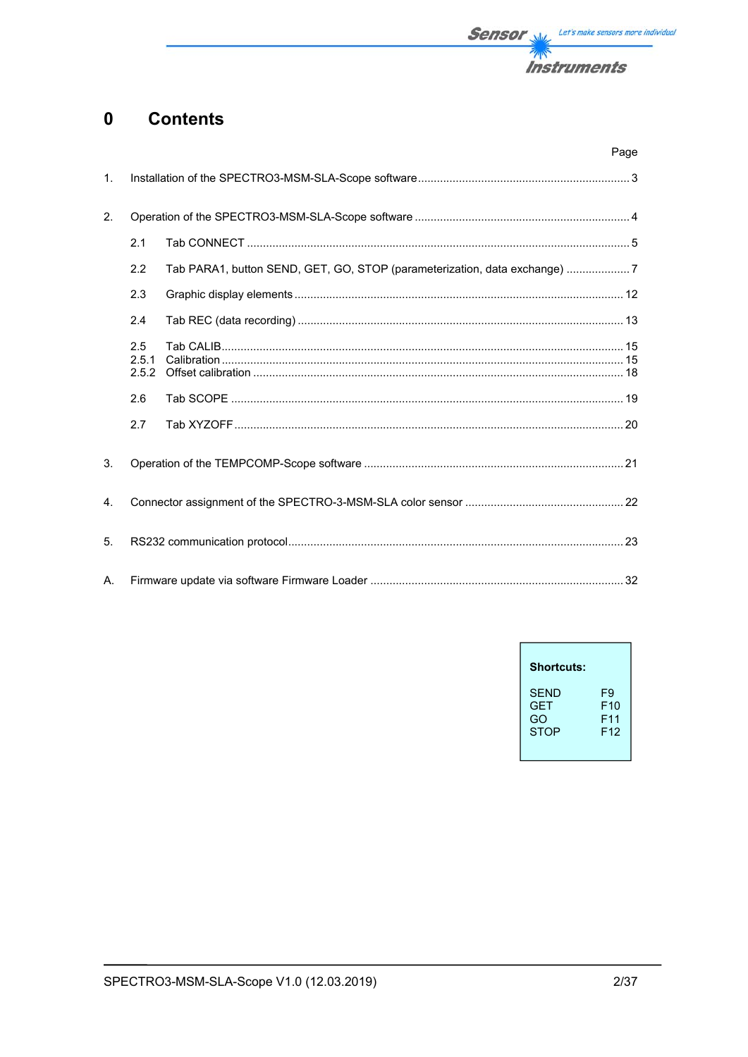# 0 Contents

| | | Page |
|---|---|---|
| 1. | Installation of the SPECTRO3-MSM-SLA-Scope software | 3 |
| 2. | Operation of the SPECTRO3-MSM-SLA-Scope software | 4 |
| 2.1 | Tab CONNECT | 5 |
| 2.2 | Tab PARA1, button SEND, GET, GO, STOP (parameterization, data exchange) | 7 |
| 2.3 | Graphic display elements | 12 |
| 2.4 | Tab REC (data recording) | 13 |
| 2.5 | Tab CALIB | 15 |
| 2.5.1 | Calibration | 15 |
| 2.5.2 | Offset calibration | 18 |
| 2.6 | Tab SCOPE | 19 |
| 2.7 | Tab XYZOFF | 20 |
| 3. | Operation of the TEMPCOMP-Scope software | 21 |
| 4. | Connector assignment of the SPECTRO-3-MSM-SLA color sensor | 22 |
| 5. | RS232 communication protocol | 23 |
| A. | Firmware update via software Firmware Loader | 32 |

**Shortcuts:**

| | |
|---|---|
| SEND | F9 |
| GET | F10 |
| GO | F11 |
| STOP | F12 |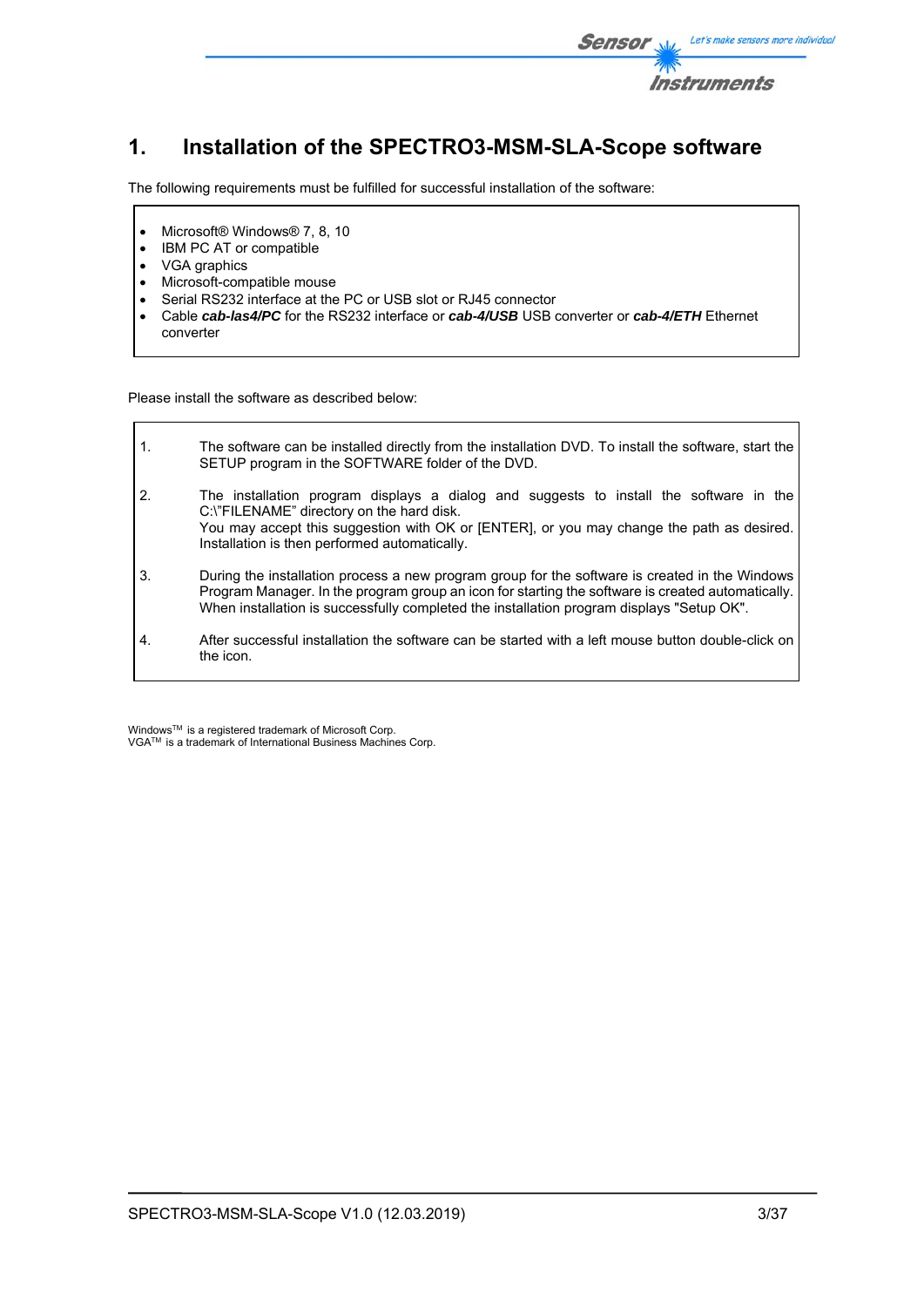# 1. Installation of the SPECTRO3-MSM-SLA-Scope software

The following requirements must be fulfilled for successful installation of the software:

- Microsoft® Windows® 7, 8, 10
- IBM PC AT or compatible
- VGA graphics
- Microsoft-compatible mouse
- Serial RS232 interface at the PC or USB slot or RJ45 connector
- Cable ***cab-las4/PC*** for the RS232 interface or ***cab-4/USB*** USB converter or ***cab-4/ETH*** Ethernet converter

Please install the software as described below:

1. The software can be installed directly from the installation DVD. To install the software, start the SETUP program in the SOFTWARE folder of the DVD.
2. The installation program displays a dialog and suggests to install the software in the C:\"FILENAME" directory on the hard disk. You may accept this suggestion with OK or [ENTER], or you may change the path as desired. Installation is then performed automatically.
3. During the installation process a new program group for the software is created in the Windows Program Manager. In the program group an icon for starting the software is created automatically. When installation is successfully completed the installation program displays "Setup OK".
4. After successful installation the software can be started with a left mouse button double-click on the icon.

Windows™ is a registered trademark of Microsoft Corp.
VGA™ is a trademark of International Business Machines Corp.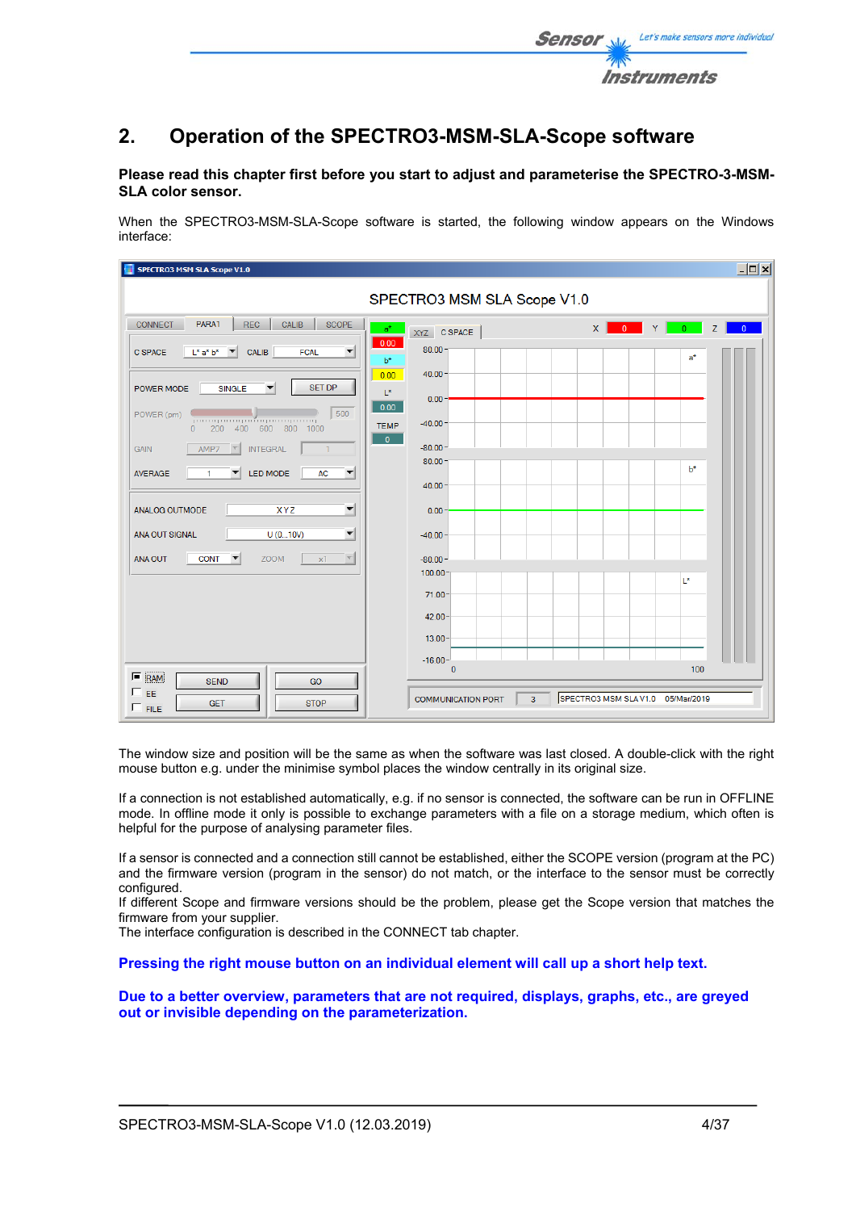# 2. Operation of the SPECTRO3-MSM-SLA-Scope software

**Please read this chapter first before you start to adjust and parameterise the SPECTRO-3-MSM-SLA color sensor.**

When the SPECTRO3-MSM-SLA-Scope software is started, the following window appears on the Windows interface:

The window size and position will be the same as when the software was last closed. A double-click with the right mouse button e.g. under the minimise symbol places the window centrally in its original size.

If a connection is not established automatically, e.g. if no sensor is connected, the software can be run in OFFLINE mode. In offline mode it only is possible to exchange parameters with a file on a storage medium, which often is helpful for the purpose of analysing parameter files.

If a sensor is connected and a connection still cannot be established, either the SCOPE version (program at the PC) and the firmware version (program in the sensor) do not match, or the interface to the sensor must be correctly configured.
If different Scope and firmware versions should be the problem, please get the Scope version that matches the firmware from your supplier.
The interface configuration is described in the CONNECT tab chapter.

**Pressing the right mouse button on an individual element will call up a short help text.**

**Due to a better overview, parameters that are not required, displays, graphs, etc., are greyed out or invisible depending on the parameterization.**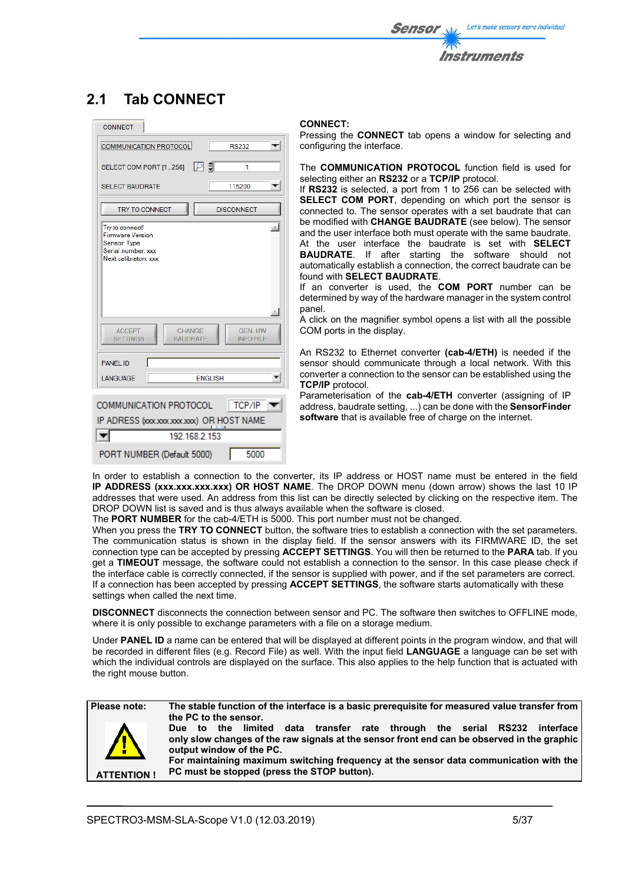## 2.1 Tab CONNECT

**CONNECT:**
Pressing the **CONNECT** tab opens a window for selecting and configuring the interface.

The **COMMUNICATION PROTOCOL** function field is used for selecting either an **RS232** or a **TCP/IP** protocol.
If **RS232** is selected, a port from 1 to 256 can be selected with **SELECT COM PORT**, depending on which port the sensor is connected to. The sensor operates with a set baudrate that can be modified with **CHANGE BAUDRATE** (see below). The sensor and the user interface both must operate with the same baudrate. At the user interface the baudrate is set with **SELECT BAUDRATE**. If after starting the software should not automatically establish a connection, the correct baudrate can be found with **SELECT BAUDRATE**.
If an converter is used, the **COM PORT** number can be determined by way of the hardware manager in the system control panel.
A click on the magnifier symbol opens a list with all the possible COM ports in the display.

An RS232 to Ethernet converter **(cab-4/ETH)** is needed if the sensor should communicate through a local network. With this converter a connection to the sensor can be established using the **TCP/IP** protocol.
Parameterisation of the **cab-4/ETH** converter (assigning of IP address, baudrate setting, ...) can be done with the **SensorFinder software** that is available free of charge on the internet.

In order to establish a connection to the converter, its IP address or HOST name must be entered in the field **IP ADDRESS (xxx.xxx.xxx.xxx) OR HOST NAME**. The DROP DOWN menu (down arrow) shows the last 10 IP addresses that were used. An address from this list can be directly selected by clicking on the respective item. The DROP DOWN list is saved and is thus always available when the software is closed.
The **PORT NUMBER** for the cab-4/ETH is 5000. This port number must not be changed.
When you press the **TRY TO CONNECT** button, the software tries to establish a connection with the set parameters. The communication status is shown in the display field. If the sensor answers with its FIRMWARE ID, the set connection type can be accepted by pressing **ACCEPT SETTINGS**. You will then be returned to the **PARA** tab. If you get a **TIMEOUT** message, the software could not establish a connection to the sensor. In this case please check if the interface cable is correctly connected, if the sensor is supplied with power, and if the set parameters are correct.
If a connection has been accepted by pressing **ACCEPT SETTINGS**, the software starts automatically with these settings when called the next time.

**DISCONNECT** disconnects the connection between sensor and PC. The software then switches to OFFLINE mode, where it is only possible to exchange parameters with a file on a storage medium.

Under **PANEL ID** a name can be entered that will be displayed at different points in the program window, and that will be recorded in different files (e.g. Record File) as well. With the input field **LANGUAGE** a language can be set with which the individual controls are displayed on the surface. This also applies to the help function that is actuated with the right mouse button.

| Please note: ATTENTION ! | **The stable function of the interface is a basic prerequisite for measured value transfer from the PC to the sensor. Due to the limited data transfer rate through the serial RS232 interface only slow changes of the raw signals at the sensor front end can be observed in the graphic output window of the PC. For maintaining maximum switching frequency at the sensor data communication with the PC must be stopped (press the STOP button).** |
|---|---|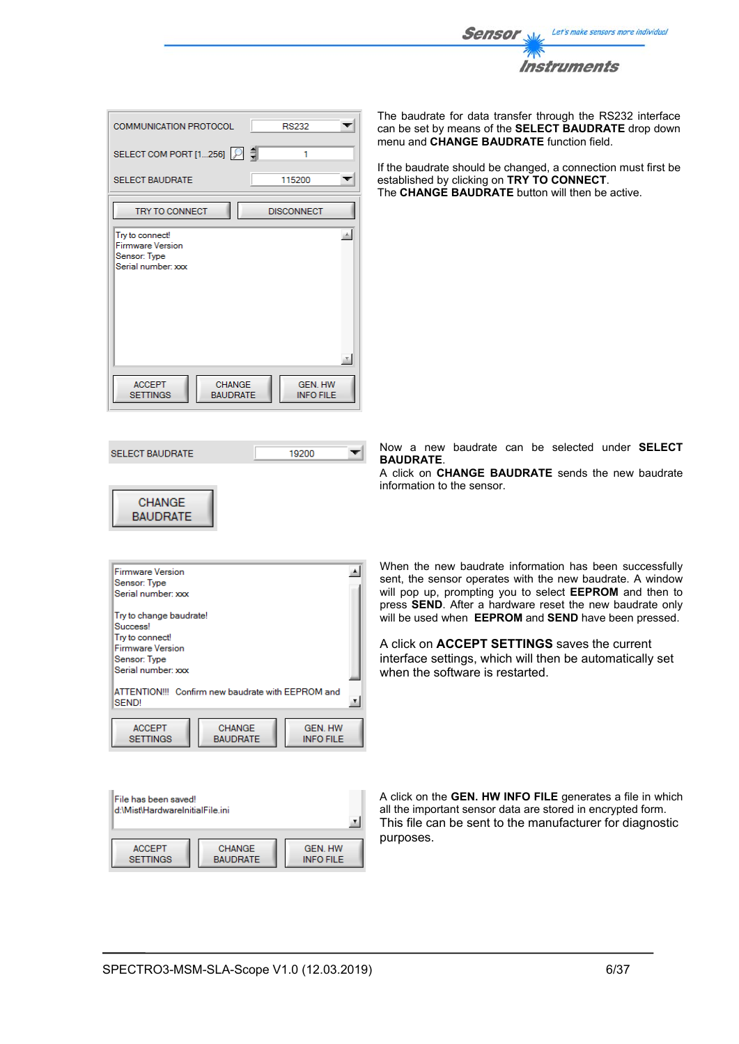The baudrate for data transfer through the RS232 interface can be set by means of the **SELECT BAUDRATE** drop down menu and **CHANGE BAUDRATE** function field.

If the baudrate should be changed, a connection must first be established by clicking on **TRY TO CONNECT**.
The **CHANGE BAUDRATE** button will then be active.

Now a new baudrate can be selected under **SELECT BAUDRATE**.
A click on **CHANGE BAUDRATE** sends the new baudrate information to the sensor.

When the new baudrate information has been successfully sent, the sensor operates with the new baudrate. A window will pop up, prompting you to select **EEPROM** and then to press **SEND**. After a hardware reset the new baudrate only will be used when **EEPROM** and **SEND** have been pressed.

A click on **ACCEPT SETTINGS** saves the current interface settings, which will then be automatically set when the software is restarted.

A click on the **GEN. HW INFO FILE** generates a file in which all the important sensor data are stored in encrypted form.
This file can be sent to the manufacturer for diagnostic purposes.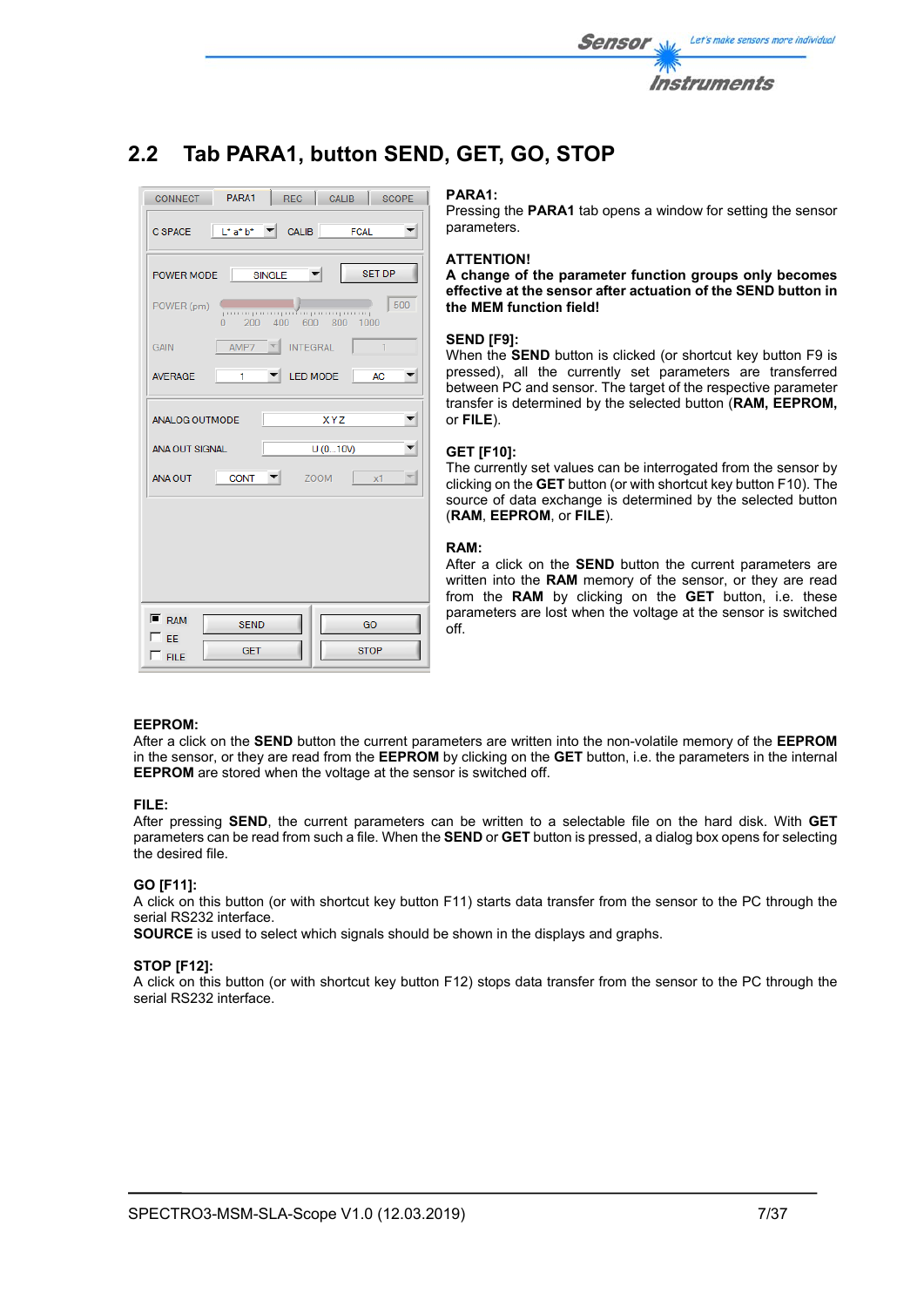## 2.2 Tab PARA1, button SEND, GET, GO, STOP

**PARA1:**
Pressing the **PARA1** tab opens a window for setting the sensor parameters.

**ATTENTION!**
**A change of the parameter function groups only becomes effective at the sensor after actuation of the SEND button in the MEM function field!**

**SEND [F9]:**
When the **SEND** button is clicked (or shortcut key button F9 is pressed), all the currently set parameters are transferred between PC and sensor. The target of the respective parameter transfer is determined by the selected button (**RAM, EEPROM,** or **FILE**).

**GET [F10]:**
The currently set values can be interrogated from the sensor by clicking on the **GET** button (or with shortcut key button F10). The source of data exchange is determined by the selected button (**RAM**, **EEPROM**, or **FILE**).

**RAM:**
After a click on the **SEND** button the current parameters are written into the **RAM** memory of the sensor, or they are read from the **RAM** by clicking on the **GET** button, i.e. these parameters are lost when the voltage at the sensor is switched off.

**EEPROM:**
After a click on the **SEND** button the current parameters are written into the non-volatile memory of the **EEPROM** in the sensor, or they are read from the **EEPROM** by clicking on the **GET** button, i.e. the parameters in the internal **EEPROM** are stored when the voltage at the sensor is switched off.

**FILE:**
After pressing **SEND**, the current parameters can be written to a selectable file on the hard disk. With **GET** parameters can be read from such a file. When the **SEND** or **GET** button is pressed, a dialog box opens for selecting the desired file.

**GO [F11]:**
A click on this button (or with shortcut key button F11) starts data transfer from the sensor to the PC through the serial RS232 interface.
**SOURCE** is used to select which signals should be shown in the displays and graphs.

**STOP [F12]:**
A click on this button (or with shortcut key button F12) stops data transfer from the sensor to the PC through the serial RS232 interface.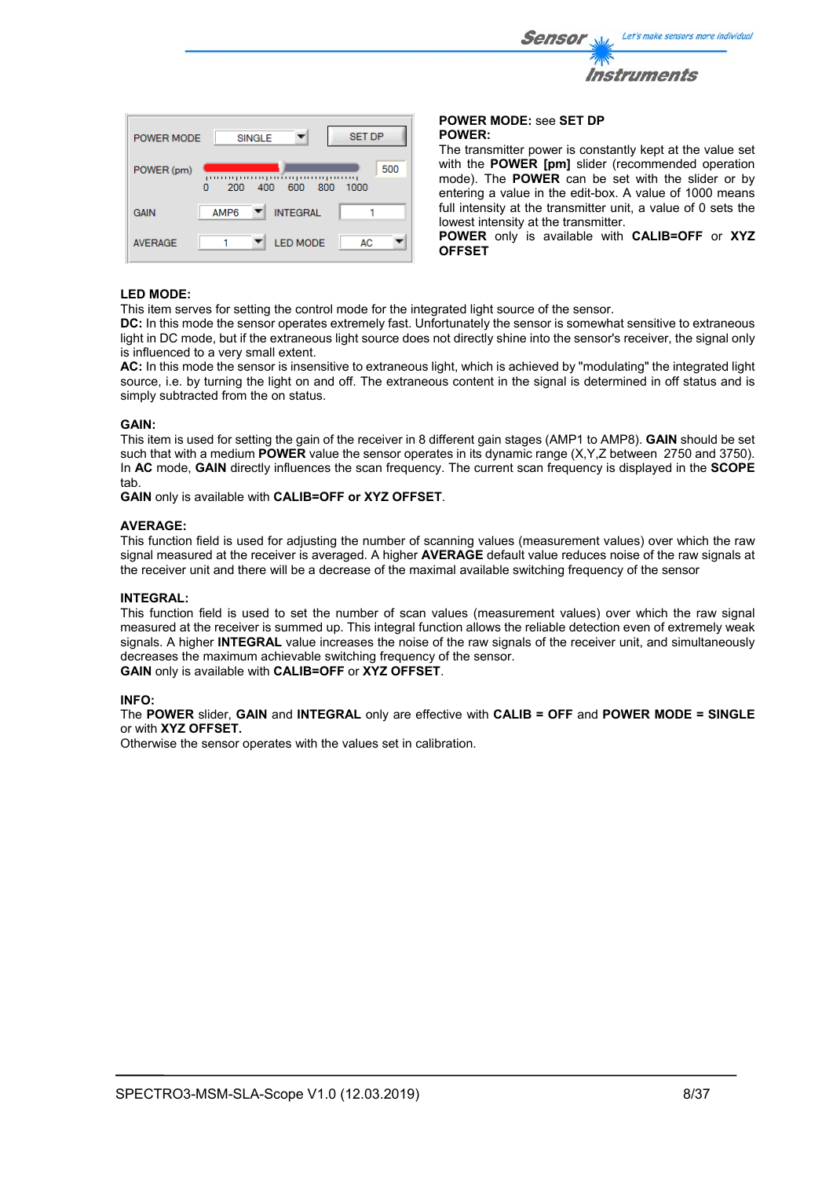**POWER MODE:** see **SET DP**

**POWER:**

The transmitter power is constantly kept at the value set with the **POWER [pm]** slider (recommended operation mode). The **POWER** can be set with the slider or by entering a value in the edit-box. A value of 1000 means full intensity at the transmitter unit, a value of 0 sets the lowest intensity at the transmitter.

**POWER** only is available with **CALIB=OFF** or **XYZ OFFSET**

**LED MODE:**

This item serves for setting the control mode for the integrated light source of the sensor.

**DC:** In this mode the sensor operates extremely fast. Unfortunately the sensor is somewhat sensitive to extraneous light in DC mode, but if the extraneous light source does not directly shine into the sensor's receiver, the signal only is influenced to a very small extent.

**AC:** In this mode the sensor is insensitive to extraneous light, which is achieved by "modulating" the integrated light source, i.e. by turning the light on and off. The extraneous content in the signal is determined in off status and is simply subtracted from the on status.

**GAIN:**

This item is used for setting the gain of the receiver in 8 different gain stages (AMP1 to AMP8). **GAIN** should be set such that with a medium **POWER** value the sensor operates in its dynamic range (X,Y,Z between 2750 and 3750). In **AC** mode, **GAIN** directly influences the scan frequency. The current scan frequency is displayed in the **SCOPE** tab.

**GAIN** only is available with **CALIB=OFF or XYZ OFFSET**.

**AVERAGE:**

This function field is used for adjusting the number of scanning values (measurement values) over which the raw signal measured at the receiver is averaged. A higher **AVERAGE** default value reduces noise of the raw signals at the receiver unit and there will be a decrease of the maximal available switching frequency of the sensor

**INTEGRAL:**

This function field is used to set the number of scan values (measurement values) over which the raw signal measured at the receiver is summed up. This integral function allows the reliable detection even of extremely weak signals. A higher **INTEGRAL** value increases the noise of the raw signals of the receiver unit, and simultaneously decreases the maximum achievable switching frequency of the sensor.

**GAIN** only is available with **CALIB=OFF** or **XYZ OFFSET**.

**INFO:**

The **POWER** slider, **GAIN** and **INTEGRAL** only are effective with **CALIB = OFF** and **POWER MODE = SINGLE** or with **XYZ OFFSET.**

Otherwise the sensor operates with the values set in calibration.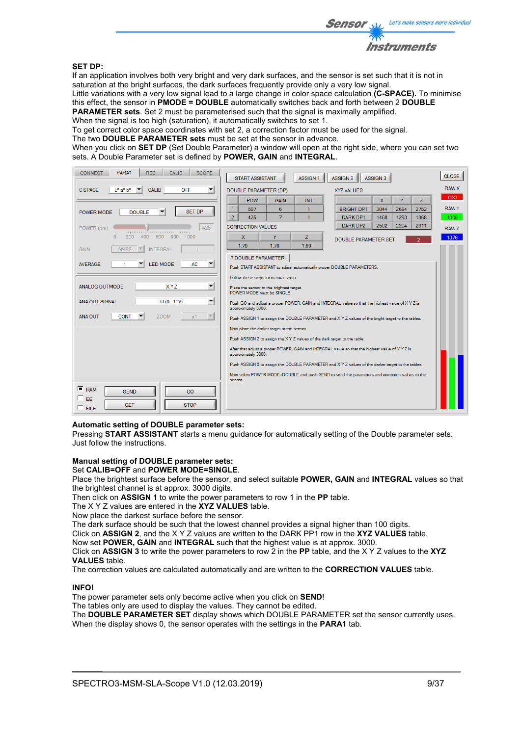**SET DP:**

If an application involves both very bright and very dark surfaces, and the sensor is set such that it is not in saturation at the bright surfaces, the dark surfaces frequently provide only a very low signal.
Little variations with a very low signal lead to a large change in color space calculation **(C-SPACE).** To minimise this effect, the sensor in **PMODE = DOUBLE** automatically switches back and forth between 2 **DOUBLE PARAMETER sets**. Set 2 must be parameterised such that the signal is maximally amplified.
When the signal is too high (saturation), it automatically switches to set 1.
To get correct color space coordinates with set 2, a correction factor must be used for the signal.
The two **DOUBLE PARAMETER sets** must be set at the sensor in advance.
When you click on **SET DP** (Set Double Parameter) a window will open at the right side, where you can set two sets. A Double Parameter set is defined by **POWER, GAIN** and **INTEGRAL**.

**Automatic setting of DOUBLE parameter sets:**
Pressing **START ASSISTANT** starts a menu guidance for automatically setting of the Double parameter sets. Just follow the instructions.

**Manual setting of DOUBLE parameter sets:**
Set **CALIB=OFF** and **POWER MODE=SINGLE**.
Place the brightest surface before the sensor, and select suitable **POWER, GAIN** and **INTEGRAL** values so that the brightest channel is at approx. 3000 digits.
Then click on **ASSIGN 1** to write the power parameters to row 1 in the **PP** table.
The X Y Z values are entered in the **XYZ VALUES** table.
Now place the darkest surface before the sensor.
The dark surface should be such that the lowest channel provides a signal higher than 100 digits.
Click on **ASSIGN 2**, and the X Y Z values are written to the DARK PP1 row in the **XYZ VALUES** table.
Now set **POWER, GAIN** and **INTEGRAL** such that the highest value is at approx. 3000.
Click on **ASSIGN 3** to write the power parameters to row 2 in the **PP** table, and the X Y Z values to the **XYZ VALUES** table.
The correction values are calculated automatically and are written to the **CORRECTION VALUES** table.

**INFO!**
The power parameter sets only become active when you click on **SEND**!
The tables only are used to display the values. They cannot be edited.
The **DOUBLE PARAMETER SET** display shows which DOUBLE PARAMETER set the sensor currently uses.
When the display shows 0, the sensor operates with the settings in the **PARA1** tab.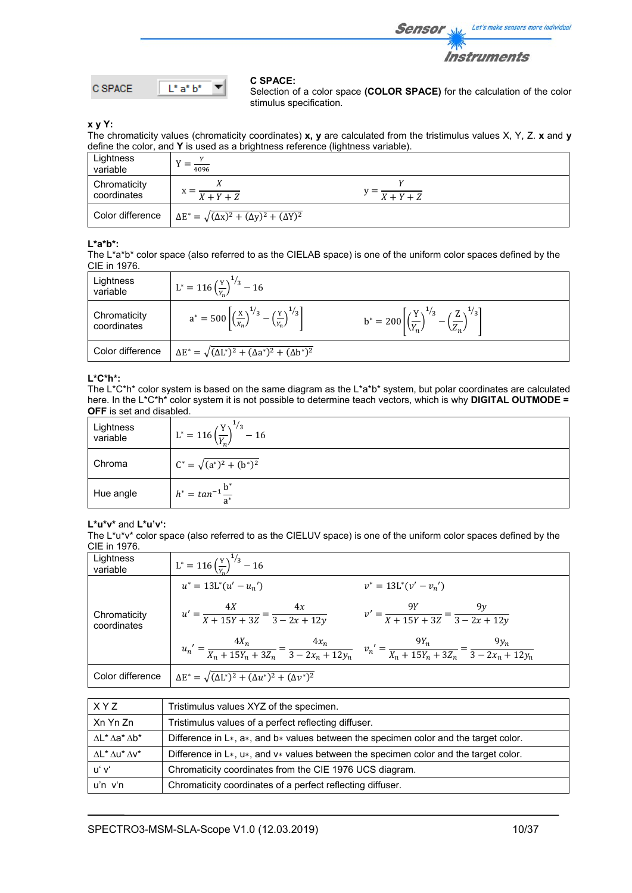C SPACE L* a* b*

**C SPACE:**
Selection of a color space **(COLOR SPACE)** for the calculation of the color stimulus specification.

**x y Y:**
The chromaticity values (chromaticity coordinates) **x, y** are calculated from the tristimulus values X, Y, Z. **x** and **y** define the color, and **Y** is used as a brightness reference (lightness variable).

| | | |
|---|---|---|
| Lightness variable | $\mathrm{Y} = \frac{Y}{4096}$ | |
| Chromaticity coordinates | $\mathrm{x} = \frac{X}{X+Y+Z}$ | $\mathrm{y} = \frac{Y}{X+Y+Z}$ |
| Color difference | $\Delta E^* = \sqrt{(\Delta x)^2 + (\Delta y)^2 + (\Delta Y)^2}$ | |

**L*a*b*:**
The L*a*b* color space (also referred to as the CIELAB space) is one of the uniform color spaces defined by the CIE in 1976.

| | | |
|---|---|---|
| Lightness variable | $L^* = 116\left(\frac{Y}{Y_n}\right)^{1/3} - 16$ | |
| Chromaticity coordinates | $a^* = 500\left[\left(\frac{X}{X_n}\right)^{1/3} - \left(\frac{Y}{Y_n}\right)^{1/3}\right]$ | $b^* = 200\left[\left(\frac{Y}{Y_n}\right)^{1/3} - \left(\frac{Z}{Z_n}\right)^{1/3}\right]$ |
| Color difference | $\Delta E^* = \sqrt{(\Delta L^*)^2 + (\Delta a^*)^2 + (\Delta b^*)^2}$ | |

**L*C*h*:**
The L*C*h* color system is based on the same diagram as the L*a*b* system, but polar coordinates are calculated here. In the L*C*h* color system it is not possible to determine teach vectors, which is why **DIGITAL OUTMODE = OFF** is set and disabled.

| | |
|---|---|
| Lightness variable | $L^* = 116\left(\frac{Y}{Y_n}\right)^{1/3} - 16$ |
| Chroma | $C^* = \sqrt{(a^*)^2 + (b^*)^2}$ |
| Hue angle | $h^* = tan^{-1}\frac{b^*}{a^*}$ |

**L*u*v*** and **L*u'v':**
The L*u*v* color space (also referred to as the CIELUV space) is one of the uniform color spaces defined by the CIE in 1976.

| | | |
|---|---|---|
| Lightness variable | $L^* = 116\left(\frac{Y}{Y_n}\right)^{1/3} - 16$ | |
| Chromaticity coordinates | $u^* = 13L^*(u' - u_n')$ | $v^* = 13L^*(v' - v_n')$ |
| | $u' = \frac{4X}{X+15Y+3Z} = \frac{4x}{3-2x+12y}$ | $v' = \frac{9Y}{X+15Y+3Z} = \frac{9y}{3-2x+12y}$ |
| | $u_n' = \frac{4X_n}{X_n+15Y_n+3Z_n} = \frac{4x_n}{3-2x_n+12y_n}$ | $v_n' = \frac{9Y_n}{X_n+15Y_n+3Z_n} = \frac{9y_n}{3-2x_n+12y_n}$ |
| Color difference | $\Delta E^* = \sqrt{(\Delta L^*)^2 + (\Delta u^*)^2 + (\Delta v^*)^2}$ | |

| | |
|---|---|
| X Y Z | Tristimulus values XYZ of the specimen. |
| Xn Yn Zn | Tristimulus values of a perfect reflecting diffuser. |
| ΔL* Δa* Δb* | Difference in L*, a*, and b* values between the specimen color and the target color. |
| ΔL* Δu* Δv* | Difference in L*, u*, and v* values between the specimen color and the target color. |
| u' v' | Chromaticity coordinates from the CIE 1976 UCS diagram. |
| u'n v'n | Chromaticity coordinates of a perfect reflecting diffuser. |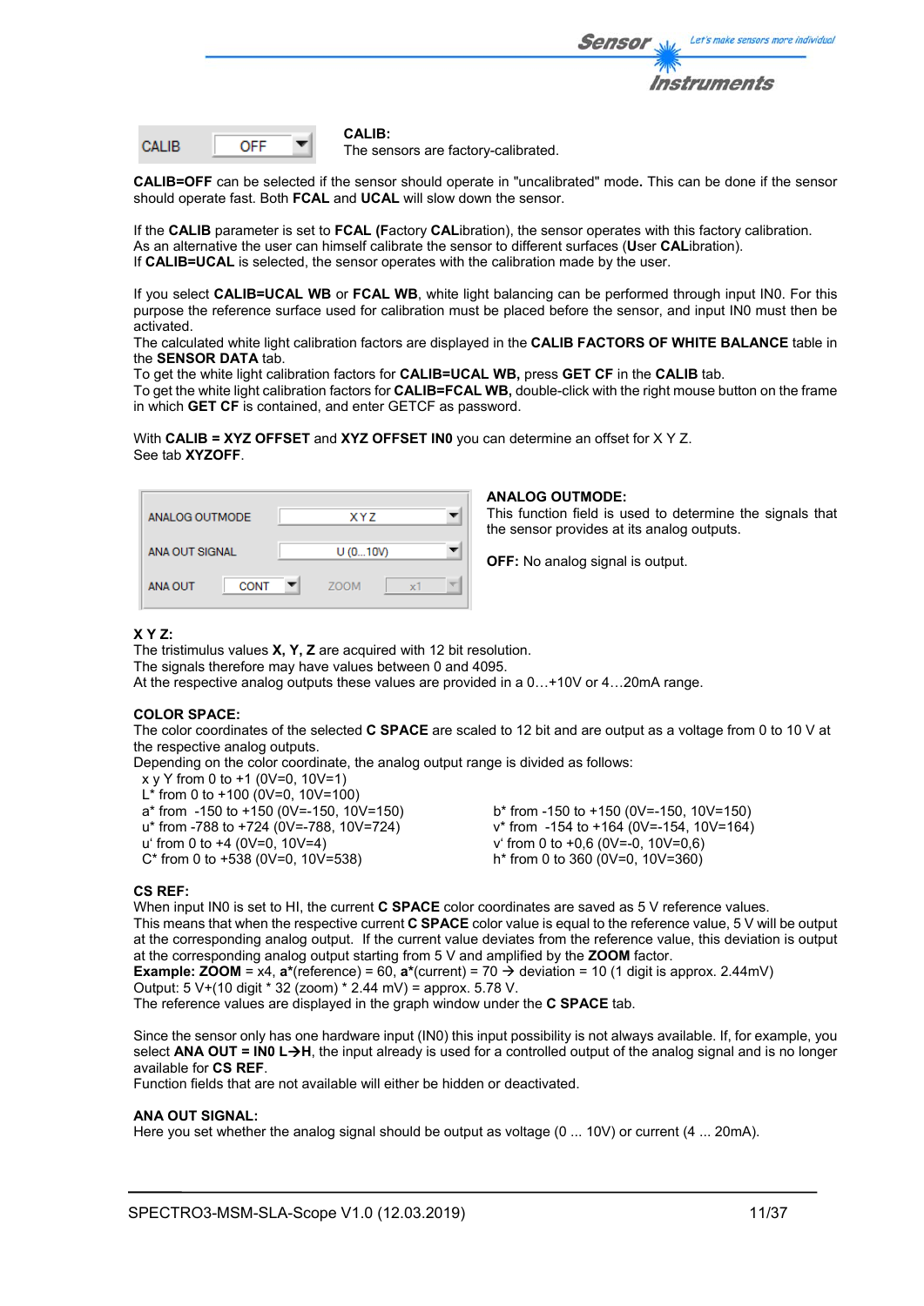CALIB OFF

**CALIB:**
The sensors are factory-calibrated.

**CALIB=OFF** can be selected if the sensor should operate in "uncalibrated" mode**.** This can be done if the sensor should operate fast. Both **FCAL** and **UCAL** will slow down the sensor.

If the **CALIB** parameter is set to **FCAL (F**actory **CAL**ibration), the sensor operates with this factory calibration. As an alternative the user can himself calibrate the sensor to different surfaces (**U**ser **CAL**ibration). If **CALIB=UCAL** is selected, the sensor operates with the calibration made by the user.

If you select **CALIB=UCAL WB** or **FCAL WB**, white light balancing can be performed through input IN0. For this purpose the reference surface used for calibration must be placed before the sensor, and input IN0 must then be activated.
The calculated white light calibration factors are displayed in the **CALIB FACTORS OF WHITE BALANCE** table in the **SENSOR DATA** tab.
To get the white light calibration factors for **CALIB=UCAL WB,** press **GET CF** in the **CALIB** tab.
To get the white light calibration factors for **CALIB=FCAL WB,** double-click with the right mouse button on the frame in which **GET CF** is contained, and enter GETCF as password.

With **CALIB = XYZ OFFSET** and **XYZ OFFSET IN0** you can determine an offset for X Y Z.
See tab **XYZOFF**.

| ANALOG OUTMODE | XYZ | | |
|---|---|---|---|
| ANA OUT SIGNAL | U (0...10V) | | |
| ANA OUT | CONT | ZOOM | x1 |

**ANALOG OUTMODE:**
This function field is used to determine the signals that the sensor provides at its analog outputs.

**OFF:** No analog signal is output.

**X Y Z:**
The tristimulus values **X, Y, Z** are acquired with 12 bit resolution.
The signals therefore may have values between 0 and 4095.
At the respective analog outputs these values are provided in a 0…+10V or 4…20mA range.

**COLOR SPACE:**
The color coordinates of the selected **C SPACE** are scaled to 12 bit and are output as a voltage from 0 to 10 V at the respective analog outputs.
Depending on the color coordinate, the analog output range is divided as follows:

x y Y from 0 to +1 (0V=0, 10V=1)
L* from 0 to +100 (0V=0, 10V=100)
a* from -150 to +150 (0V=-150, 10V=150)
b* from -150 to +150 (0V=-150, 10V=150)
u* from -788 to +724 (0V=-788, 10V=724)
v* from -154 to +164 (0V=-154, 10V=164)
u' from 0 to +4 (0V=0, 10V=4)
v' from 0 to +0,6 (0V=-0, 10V=0,6)
C* from 0 to +538 (0V=0, 10V=538)
h* from 0 to 360 (0V=0, 10V=360)

**CS REF:**
When input IN0 is set to HI, the current **C SPACE** color coordinates are saved as 5 V reference values.
This means that when the respective current **C SPACE** color value is equal to the reference value, 5 V will be output at the corresponding analog output. If the current value deviates from the reference value, this deviation is output at the corresponding analog output starting from 5 V and amplified by the **ZOOM** factor.
**Example: ZOOM** = x4, **a***(reference) = 60, **a***(current) = 70 → deviation = 10 (1 digit is approx. 2.44mV)
Output: 5 V+(10 digit * 32 (zoom) * 2.44 mV) = approx. 5.78 V.
The reference values are displayed in the graph window under the **C SPACE** tab.

Since the sensor only has one hardware input (IN0) this input possibility is not always available. If, for example, you select **ANA OUT = IN0 L→H**, the input already is used for a controlled output of the analog signal and is no longer available for **CS REF**.
Function fields that are not available will either be hidden or deactivated.

**ANA OUT SIGNAL:**
Here you set whether the analog signal should be output as voltage (0 ... 10V) or current (4 ... 20mA).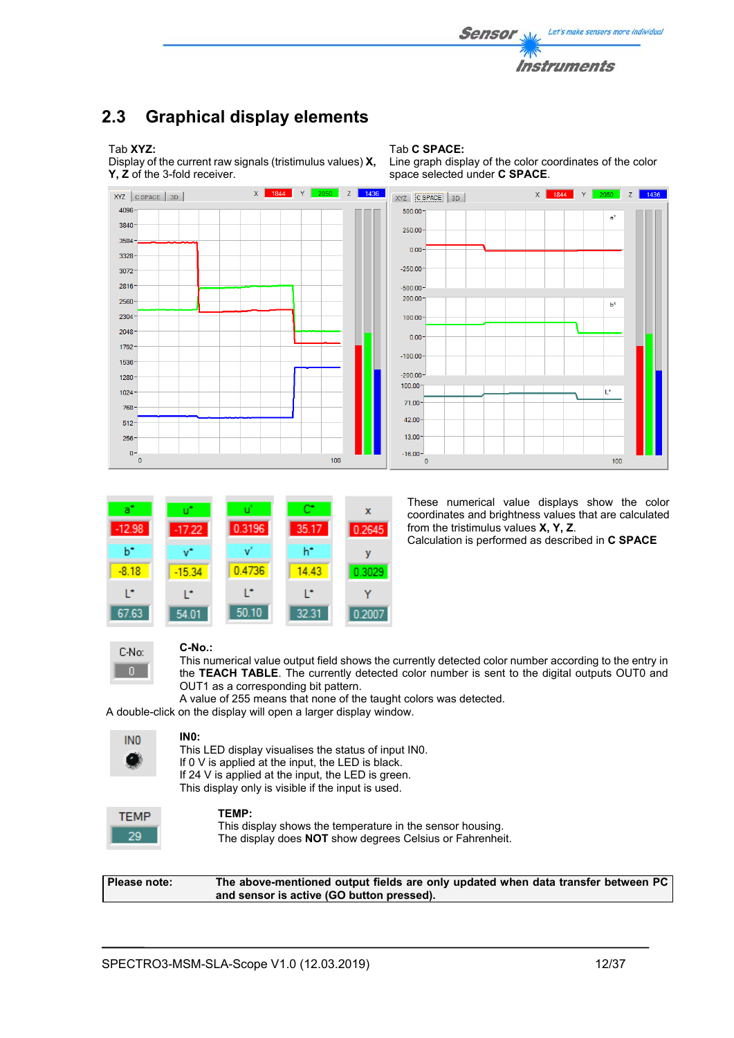## 2.3 Graphical display elements

Tab **XYZ:**
Display of the current raw signals (tristimulus values) **X, Y, Z** of the 3-fold receiver.

Tab **C SPACE:**
Line graph display of the color coordinates of the color space selected under **C SPACE**.

These numerical value displays show the color coordinates and brightness values that are calculated from the tristimulus values **X, Y, Z**.
Calculation is performed as described in **C SPACE**

**C-No.:**
This numerical value output field shows the currently detected color number according to the entry in the **TEACH TABLE**. The currently detected color number is sent to the digital outputs OUT0 and OUT1 as a corresponding bit pattern.
A value of 255 means that none of the taught colors was detected.
A double-click on the display will open a larger display window.

**IN0:**
This LED display visualises the status of input IN0.
If 0 V is applied at the input, the LED is black.
If 24 V is applied at the input, the LED is green.
This display only is visible if the input is used.

**TEMP:**
This display shows the temperature in the sensor housing.
The display does **NOT** show degrees Celsius or Fahrenheit.

| **Please note:** | **The above-mentioned output fields are only updated when data transfer between PC and sensor is active (GO button pressed).** |
|---|---|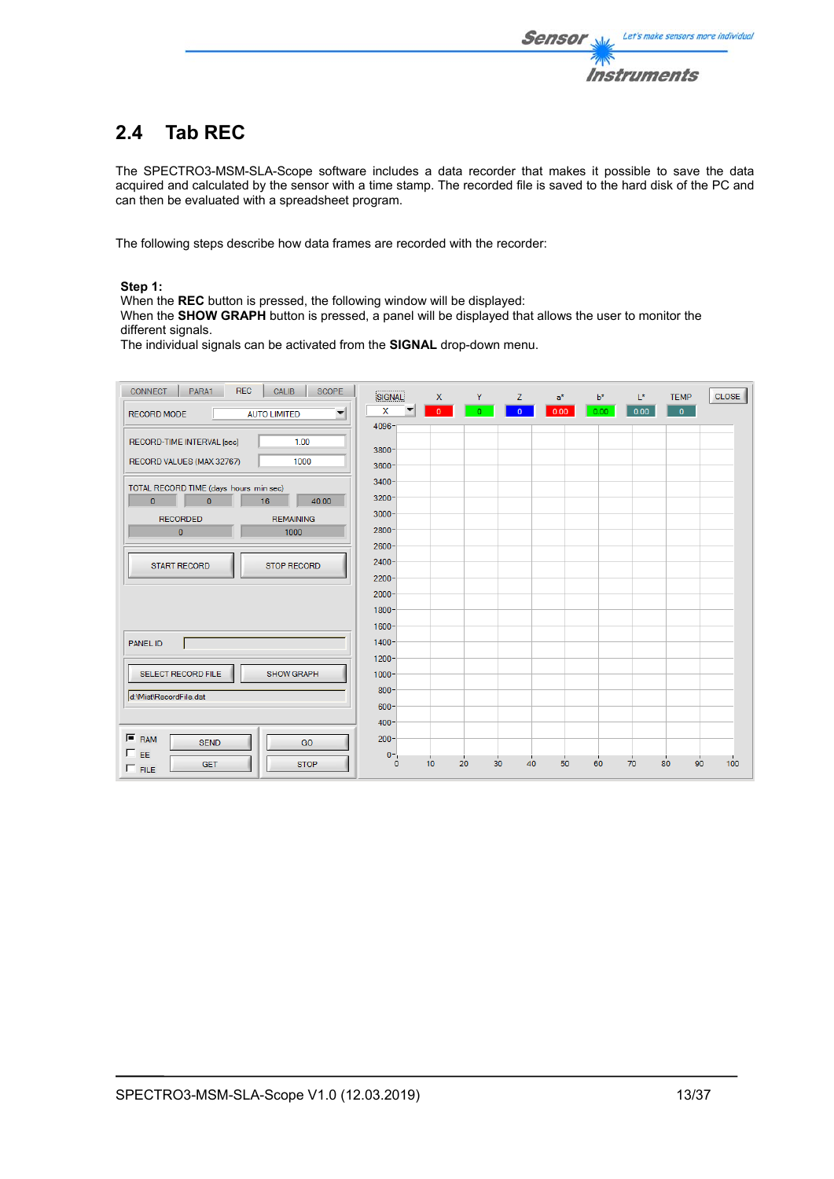## 2.4 Tab REC

The SPECTRO3-MSM-SLA-Scope software includes a data recorder that makes it possible to save the data acquired and calculated by the sensor with a time stamp. The recorded file is saved to the hard disk of the PC and can then be evaluated with a spreadsheet program.

The following steps describe how data frames are recorded with the recorder:

**Step 1:**
When the **REC** button is pressed, the following window will be displayed:
When the **SHOW GRAPH** button is pressed, a panel will be displayed that allows the user to monitor the different signals.
The individual signals can be activated from the **SIGNAL** drop-down menu.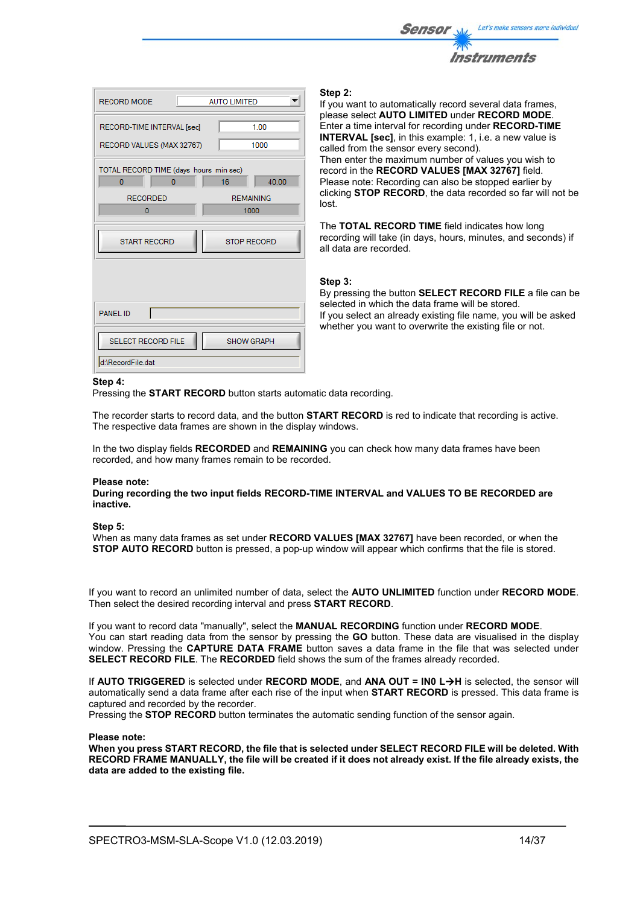**Step 2:**
If you want to automatically record several data frames, please select **AUTO LIMITED** under **RECORD MODE**.
Enter a time interval for recording under **RECORD-TIME INTERVAL [sec]**, in this example: 1, i.e. a new value is called from the sensor every second).
Then enter the maximum number of values you wish to record in the **RECORD VALUES [MAX 32767]** field.
Please note: Recording can also be stopped earlier by clicking **STOP RECORD**, the data recorded so far will not be lost.

The **TOTAL RECORD TIME** field indicates how long recording will take (in days, hours, minutes, and seconds) if all data are recorded.

**Step 3:**
By pressing the button **SELECT RECORD FILE** a file can be selected in which the data frame will be stored.
If you select an already existing file name, you will be asked whether you want to overwrite the existing file or not.

**Step 4:**
Pressing the **START RECORD** button starts automatic data recording.

The recorder starts to record data, and the button **START RECORD** is red to indicate that recording is active.
The respective data frames are shown in the display windows.

In the two display fields **RECORDED** and **REMAINING** you can check how many data frames have been recorded, and how many frames remain to be recorded.

**Please note:**
**During recording the two input fields RECORD-TIME INTERVAL and VALUES TO BE RECORDED are inactive.**

**Step 5:**
When as many data frames as set under **RECORD VALUES [MAX 32767]** have been recorded, or when the **STOP AUTO RECORD** button is pressed, a pop-up window will appear which confirms that the file is stored.

If you want to record an unlimited number of data, select the **AUTO UNLIMITED** function under **RECORD MODE**.
Then select the desired recording interval and press **START RECORD**.

If you want to record data "manually", select the **MANUAL RECORDING** function under **RECORD MODE**.
You can start reading data from the sensor by pressing the **GO** button. These data are visualised in the display window. Pressing the **CAPTURE DATA FRAME** button saves a data frame in the file that was selected under **SELECT RECORD FILE**. The **RECORDED** field shows the sum of the frames already recorded.

If **AUTO TRIGGERED** is selected under **RECORD MODE**, and **ANA OUT = IN0 L→H** is selected, the sensor will automatically send a data frame after each rise of the input when **START RECORD** is pressed. This data frame is captured and recorded by the recorder.
Pressing the **STOP RECORD** button terminates the automatic sending function of the sensor again.

**Please note:**
**When you press START RECORD, the file that is selected under SELECT RECORD FILE will be deleted. With RECORD FRAME MANUALLY, the file will be created if it does not already exist. If the file already exists, the data are added to the existing file.**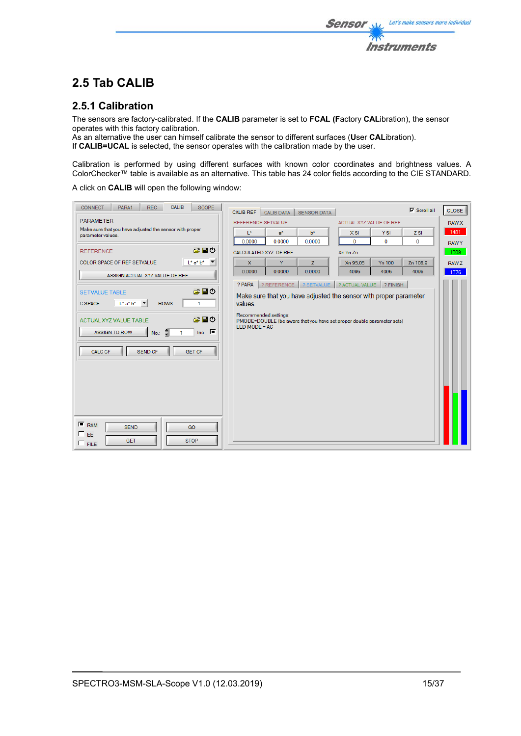## 2.5 Tab CALIB

### 2.5.1 Calibration

The sensors are factory-calibrated. If the **CALIB** parameter is set to **FCAL** (**F**actory **CAL**ibration), the sensor operates with this factory calibration.
As an alternative the user can himself calibrate the sensor to different surfaces (**U**ser **CAL**ibration).
If **CALIB=UCAL** is selected, the sensor operates with the calibration made by the user.

Calibration is performed by using different surfaces with known color coordinates and brightness values. A ColorChecker™ table is available as an alternative. This table has 24 color fields according to the CIE STANDARD.

A click on **CALIB** will open the following window: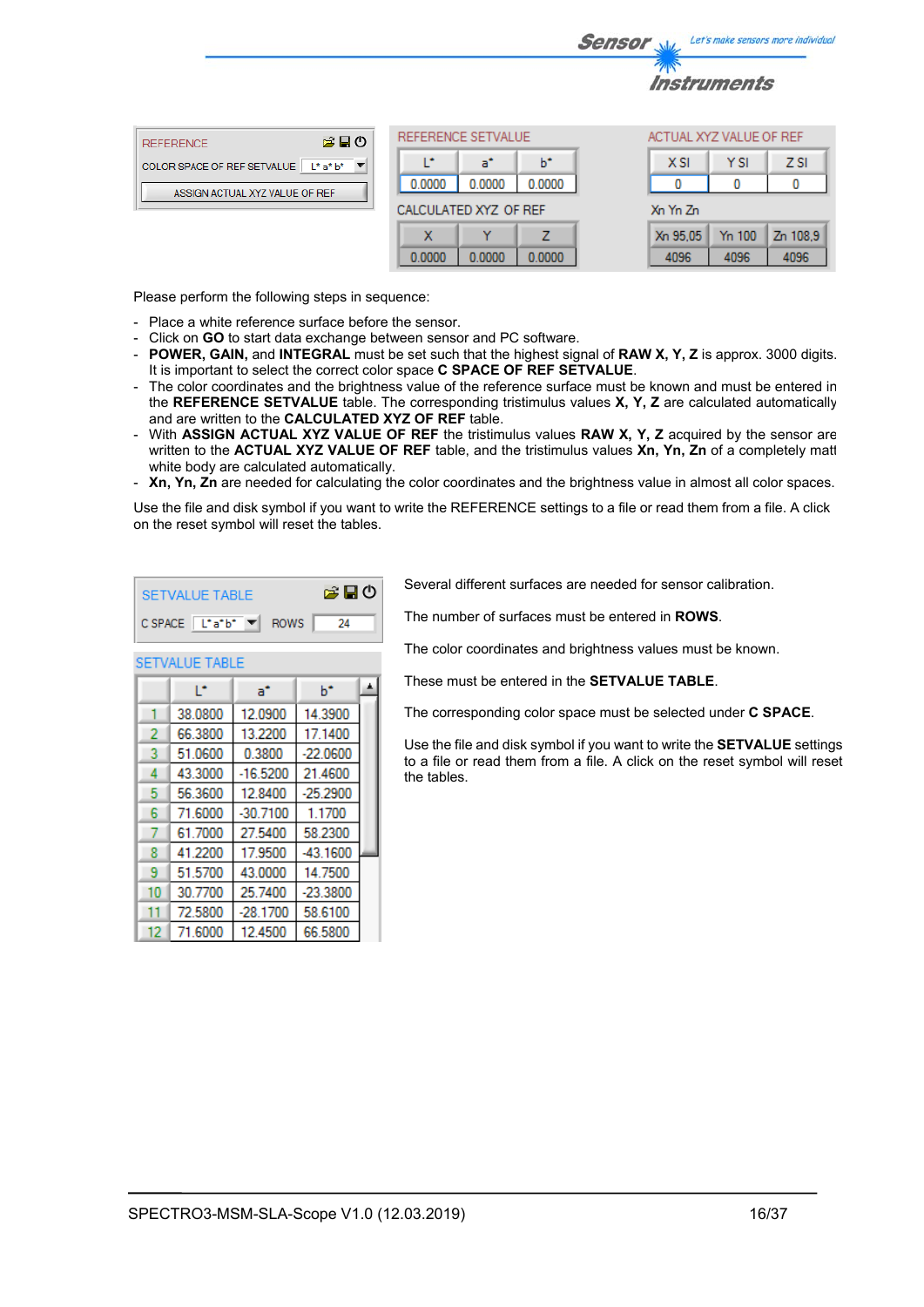**REFERENCE**

COLOR SPACE OF REF SETVALUE: L* a* b*

ASSIGN ACTUAL XYZ VALUE OF REF

**REFERENCE SETVALUE**

| L* | a* | b* |
|---|---|---|
| 0.0000 | 0.0000 | 0.0000 |

**CALCULATED XYZ OF REF**

| X | Y | Z |
|---|---|---|
| 0.0000 | 0.0000 | 0.0000 |

**ACTUAL XYZ VALUE OF REF**

| X SI | Y SI | Z SI |
|---|---|---|
| 0 | 0 | 0 |

**Xn Yn Zn**

| Xn 95,05 | Yn 100 | Zn 108,9 |
|---|---|---|
| 4096 | 4096 | 4096 |

Please perform the following steps in sequence:

- Place a white reference surface before the sensor.
- Click on **GO** to start data exchange between sensor and PC software.
- **POWER, GAIN,** and **INTEGRAL** must be set such that the highest signal of **RAW X, Y, Z** is approx. 3000 digits. It is important to select the correct color space **C SPACE OF REF SETVALUE**.
- The color coordinates and the brightness value of the reference surface must be known and must be entered in the **REFERENCE SETVALUE** table. The corresponding tristimulus values **X, Y, Z** are calculated automatically and are written to the **CALCULATED XYZ OF REF** table.
- With **ASSIGN ACTUAL XYZ VALUE OF REF** the tristimulus values **RAW X, Y, Z** acquired by the sensor are written to the **ACTUAL XYZ VALUE OF REF** table, and the tristimulus values **Xn, Yn, Zn** of a completely matt white body are calculated automatically.
- **Xn, Yn, Zn** are needed for calculating the color coordinates and the brightness value in almost all color spaces.

Use the file and disk symbol if you want to write the REFERENCE settings to a file or read them from a file. A click on the reset symbol will reset the tables.

**SETVALUE TABLE**

C SPACE: L* a* b* ROWS: 24

**SETVALUE TABLE**

| | L* | a* | b* |
|---|---|---|---|
| 1 | 38.0800 | 12.0900 | 14.3900 |
| 2 | 66.3800 | 13.2200 | 17.1400 |
| 3 | 51.0600 | 0.3800 | -22.0600 |
| 4 | 43.3000 | -16.5200 | 21.4600 |
| 5 | 56.3600 | 12.8400 | -25.2900 |
| 6 | 71.6000 | -30.7100 | 1.1700 |
| 7 | 61.7000 | 27.5400 | 58.2300 |
| 8 | 41.2200 | 17.9500 | -43.1600 |
| 9 | 51.5700 | 43.0000 | 14.7500 |
| 10 | 30.7700 | 25.7400 | -23.3800 |
| 11 | 72.5800 | -28.1700 | 58.6100 |
| 12 | 71.6000 | 12.4500 | 66.5800 |

Several different surfaces are needed for sensor calibration.

The number of surfaces must be entered in **ROWS**.

The color coordinates and brightness values must be known.

These must be entered in the **SETVALUE TABLE**.

The corresponding color space must be selected under **C SPACE**.

Use the file and disk symbol if you want to write the **SETVALUE** settings to a file or read them from a file. A click on the reset symbol will reset the tables.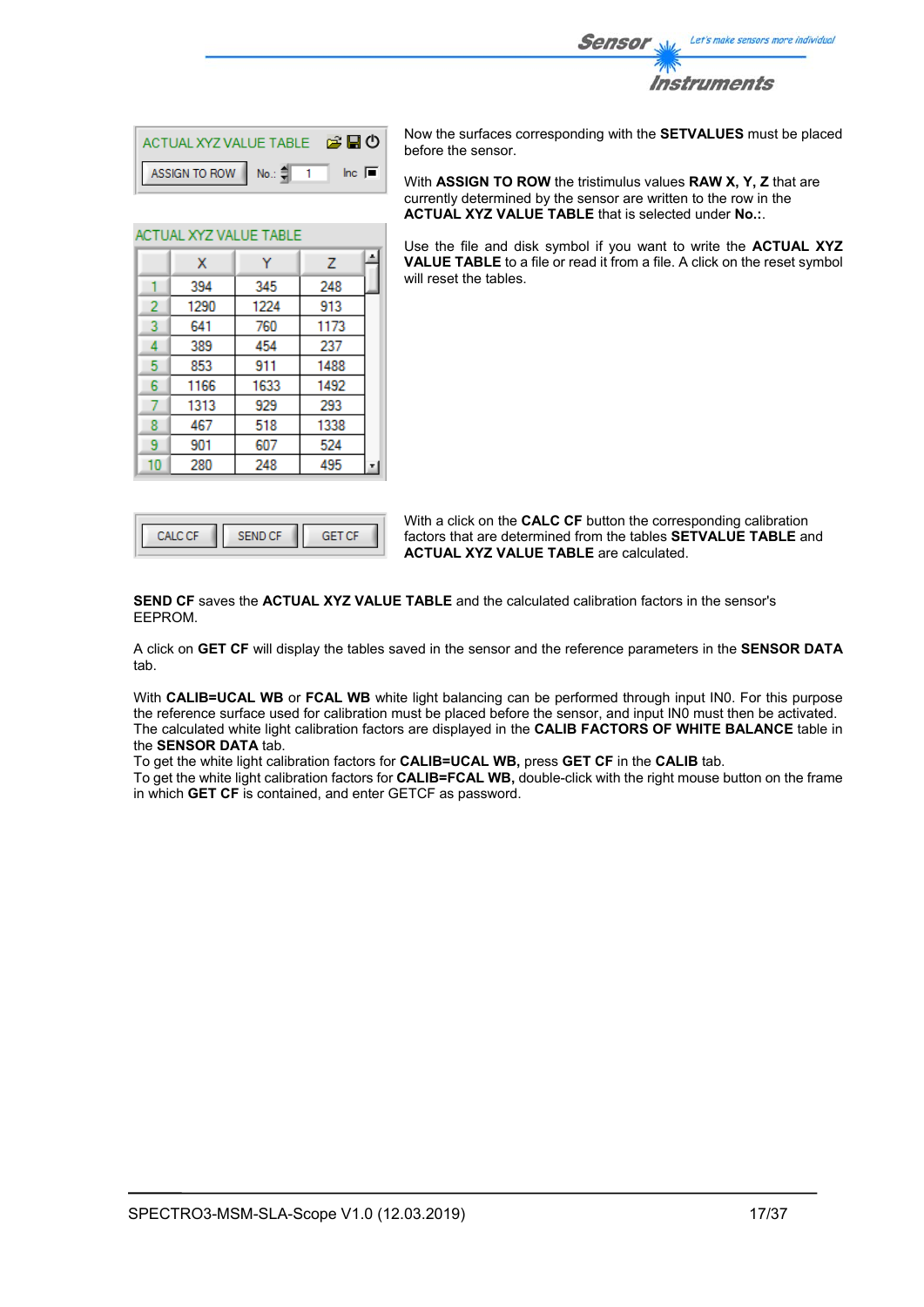ACTUAL XYZ VALUE TABLE

ASSIGN TO ROW   No.: 1   Inc

Now the surfaces corresponding with the **SETVALUES** must be placed before the sensor.

With **ASSIGN TO ROW** the tristimulus values **RAW X, Y, Z** that are currently determined by the sensor are written to the row in the **ACTUAL XYZ VALUE TABLE** that is selected under **No.:**.

Use the file and disk symbol if you want to write the **ACTUAL XYZ VALUE TABLE** to a file or read it from a file. A click on the reset symbol will reset the tables.

ACTUAL XYZ VALUE TABLE

| | X | Y | Z |
|---|---|---|---|
| 1 | 394 | 345 | 248 |
| 2 | 1290 | 1224 | 913 |
| 3 | 641 | 760 | 1173 |
| 4 | 389 | 454 | 237 |
| 5 | 853 | 911 | 1488 |
| 6 | 1166 | 1633 | 1492 |
| 7 | 1313 | 929 | 293 |
| 8 | 467 | 518 | 1338 |
| 9 | 901 | 607 | 524 |
| 10 | 280 | 248 | 495 |

CALC CF   SEND CF   GET CF

With a click on the **CALC CF** button the corresponding calibration factors that are determined from the tables **SETVALUE TABLE** and **ACTUAL XYZ VALUE TABLE** are calculated.

**SEND CF** saves the **ACTUAL XYZ VALUE TABLE** and the calculated calibration factors in the sensor's EEPROM.

A click on **GET CF** will display the tables saved in the sensor and the reference parameters in the **SENSOR DATA** tab.

With **CALIB=UCAL WB** or **FCAL WB** white light balancing can be performed through input IN0. For this purpose the reference surface used for calibration must be placed before the sensor, and input IN0 must then be activated. The calculated white light calibration factors are displayed in the **CALIB FACTORS OF WHITE BALANCE** table in the **SENSOR DATA** tab.
To get the white light calibration factors for **CALIB=UCAL WB,** press **GET CF** in the **CALIB** tab.
To get the white light calibration factors for **CALIB=FCAL WB,** double-click with the right mouse button on the frame in which **GET CF** is contained, and enter GETCF as password.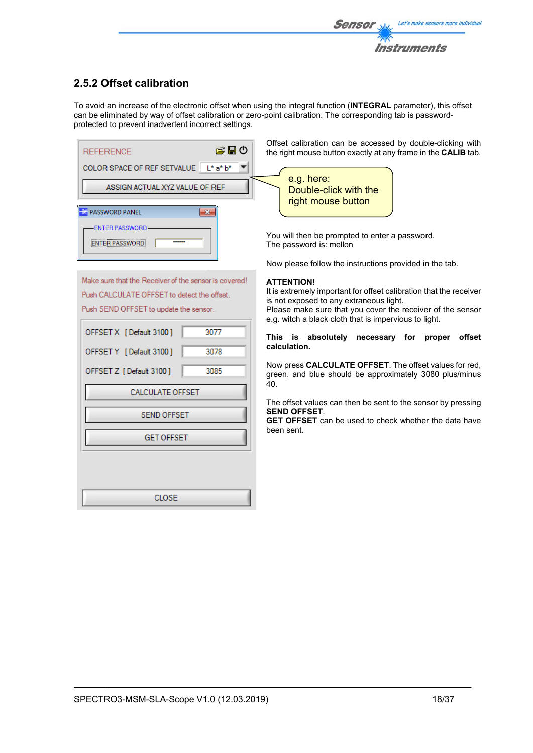## 2.5.2 Offset calibration

To avoid an increase of the electronic offset when using the integral function (**INTEGRAL** parameter), this offset can be eliminated by way of offset calibration or zero-point calibration. The corresponding tab is password-protected to prevent inadvertent incorrect settings.

REFERENCE

COLOR SPACE OF REF SETVALUE   L* a* b*

ASSIGN ACTUAL XYZ VALUE OF REF

PASSWORD PANEL

ENTER PASSWORD

ENTER PASSWORD   ******

Make sure that the Receiver of the sensor is covered!
Push CALCULATE OFFSET to detect the offset.
Push SEND OFFSET to update the sensor.

| | |
|---|---|
| OFFSET X [ Default 3100 ] | 3077 |
| OFFSET Y [ Default 3100 ] | 3078 |
| OFFSET Z [ Default 3100 ] | 3085 |

CALCULATE OFFSET

SEND OFFSET

GET OFFSET

CLOSE

Offset calibration can be accessed by double-clicking with the right mouse button exactly at any frame in the **CALIB** tab.

e.g. here:
Double-click with the right mouse button

You will then be prompted to enter a password.
The password is: mellon

Now please follow the instructions provided in the tab.

**ATTENTION!**
It is extremely important for offset calibration that the receiver is not exposed to any extraneous light.
Please make sure that you cover the receiver of the sensor e.g. witch a black cloth that is impervious to light.

**This is absolutely necessary for proper offset calibration.**

Now press **CALCULATE OFFSET**. The offset values for red, green, and blue should be approximately 3080 plus/minus 40.

The offset values can then be sent to the sensor by pressing **SEND OFFSET**.
**GET OFFSET** can be used to check whether the data have been sent.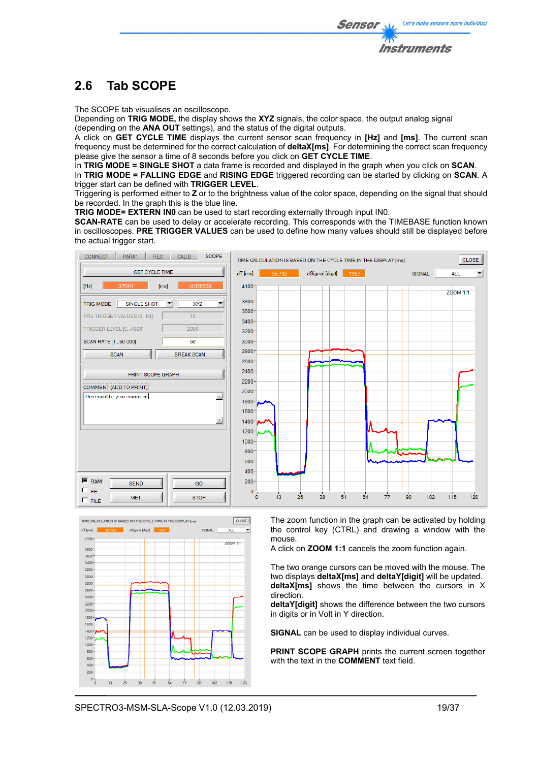## 2.6 Tab SCOPE

The SCOPE tab visualises an oscilloscope.
Depending on **TRIG MODE,** the display shows the **XYZ** signals, the color space, the output analog signal (depending on the **ANA OUT** settings), and the status of the digital outputs.
A click on **GET CYCLE TIME** displays the current sensor scan frequency in **[Hz]** and **[ms]**. The current scan frequency must be determined for the correct calculation of **deltaX[ms]**. For determining the correct scan frequency please give the sensor a time of 8 seconds before you click on **GET CYCLE TIME**.
In **TRIG MODE = SINGLE SHOT** a data frame is recorded and displayed in the graph when you click on **SCAN**.
In **TRIG MODE = FALLING EDGE** and **RISING EDGE** triggered recording can be started by clicking on **SCAN**. A trigger start can be defined with **TRIGGER LEVEL**.
Triggering is performed either to **Z** or to the brightness value of the color space, depending on the signal that should be recorded. In the graph this is the blue line.
**TRIG MODE= EXTERN IN0** can be used to start recording externally through input IN0.
**SCAN-RATE** can be used to delay or accelerate recording. This corresponds with the TIMEBASE function known in oscilloscopes. **PRE TRIGGER VALUES** can be used to define how many values should still be displayed before the actual trigger start.

The zoom function in the graph can be activated by holding the control key (CTRL) and drawing a window with the mouse.
A click on **ZOOM 1:1** cancels the zoom function again.

The two orange cursors can be moved with the mouse. The two displays **deltaX[ms]** and **deltaY[digit]** will be updated.
**deltaX[ms]** shows the time between the cursors in X direction.
**deltaY[digit]** shows the difference between the two cursors in digits or in Volt in Y direction.

**SIGNAL** can be used to display individual curves.

**PRINT SCOPE GRAPH** prints the current screen together with the text in the **COMMENT** text field.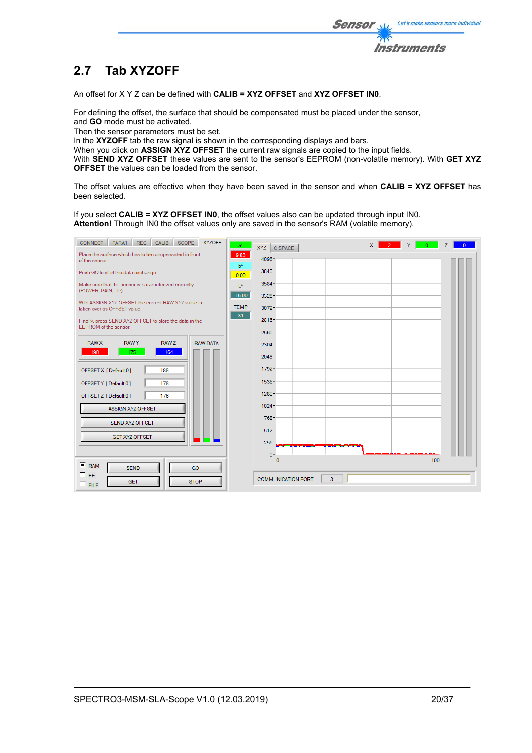## 2.7 Tab XYZOFF

An offset for X Y Z can be defined with **CALIB = XYZ OFFSET** and **XYZ OFFSET IN0**.

For defining the offset, the surface that should be compensated must be placed under the sensor, and **GO** mode must be activated.
Then the sensor parameters must be set.
In the **XYZOFF** tab the raw signal is shown in the corresponding displays and bars.
When you click on **ASSIGN XYZ OFFSET** the current raw signals are copied to the input fields.
With **SEND XYZ OFFSET** these values are sent to the sensor's EEPROM (non-volatile memory). With **GET XYZ OFFSET** the values can be loaded from the sensor.

The offset values are effective when they have been saved in the sensor and when **CALIB = XYZ OFFSET** has been selected.

If you select **CALIB = XYZ OFFSET IN0**, the offset values also can be updated through input IN0.
**Attention!** Through IN0 the offset values only are saved in the sensor's RAM (volatile memory).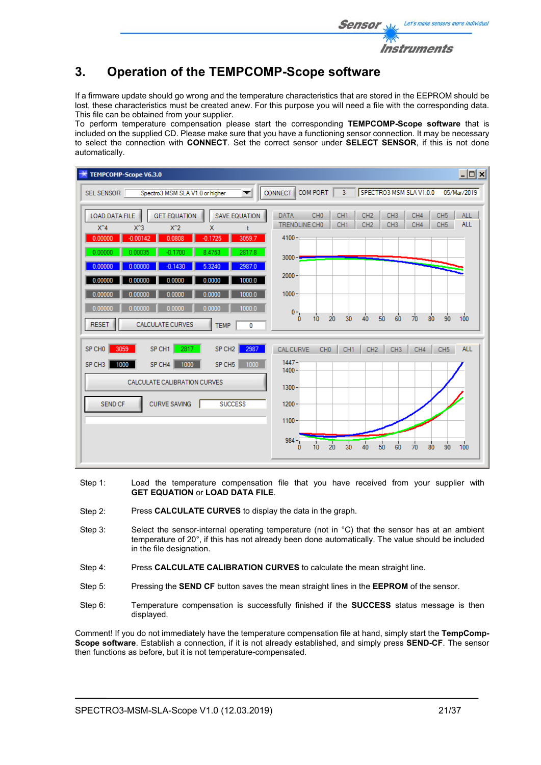# 3. Operation of the TEMPCOMP-Scope software

If a firmware update should go wrong and the temperature characteristics that are stored in the EEPROM should be lost, these characteristics must be created anew. For this purpose you will need a file with the corresponding data. This file can be obtained from your supplier.
To perform temperature compensation please start the corresponding **TEMPCOMP-Scope software** that is included on the supplied CD. Please make sure that you have a functioning sensor connection. It may be necessary to select the connection with **CONNECT**. Set the correct sensor under **SELECT SENSOR**, if this is not done automatically.

Step 1: Load the temperature compensation file that you have received from your supplier with **GET EQUATION** or **LOAD DATA FILE**.

Step 2: Press **CALCULATE CURVES** to display the data in the graph.

Step 3: Select the sensor-internal operating temperature (not in °C) that the sensor has at an ambient temperature of 20°, if this has not already been done automatically. The value should be included in the file designation.

Step 4: Press **CALCULATE CALIBRATION CURVES** to calculate the mean straight line.

Step 5: Pressing the **SEND CF** button saves the mean straight lines in the **EEPROM** of the sensor.

Step 6: Temperature compensation is successfully finished if the **SUCCESS** status message is then displayed.

Comment! If you do not immediately have the temperature compensation file at hand, simply start the **TempComp-Scope software**. Establish a connection, if it is not already established, and simply press **SEND-CF**. The sensor then functions as before, but it is not temperature-compensated.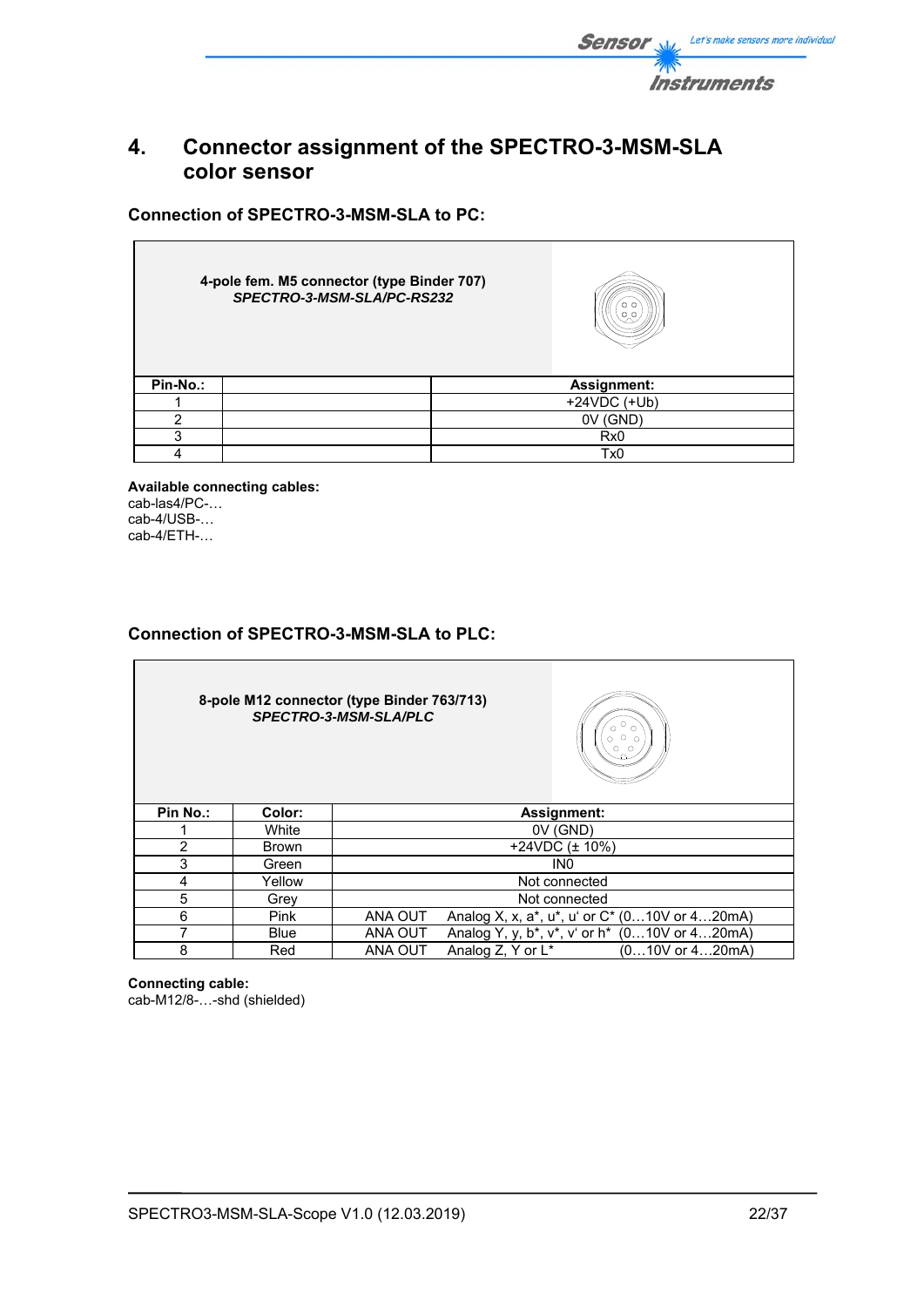# 4. Connector assignment of the SPECTRO-3-MSM-SLA color sensor

### Connection of SPECTRO-3-MSM-SLA to PC:

**4-pole fem. M5 connector (type Binder 707)**
***SPECTRO-3-MSM-SLA/PC-RS232***

| Pin-No.: | | Assignment: |
|---|---|---|
| 1 | | +24VDC (+Ub) |
| 2 | | 0V (GND) |
| 3 | | Rx0 |
| 4 | | Tx0 |

**Available connecting cables:**
cab-las4/PC-…
cab-4/USB-…
cab-4/ETH-…

### Connection of SPECTRO-3-MSM-SLA to PLC:

**8-pole M12 connector (type Binder 763/713)**
***SPECTRO-3-MSM-SLA/PLC***

| Pin No.: | Color: | Assignment: |
|---|---|---|
| 1 | White | 0V (GND) |
| 2 | Brown | +24VDC (± 10%) |
| 3 | Green | IN0 |
| 4 | Yellow | Not connected |
| 5 | Grey | Not connected |
| 6 | Pink | ANA OUT Analog X, x, a*, u*, u' or C* (0…10V or 4…20mA) |
| 7 | Blue | ANA OUT Analog Y, y, b*, v*, v' or h* (0…10V or 4…20mA) |
| 8 | Red | ANA OUT Analog Z, Y or L* (0…10V or 4…20mA) |

**Connecting cable:**
cab-M12/8-…-shd (shielded)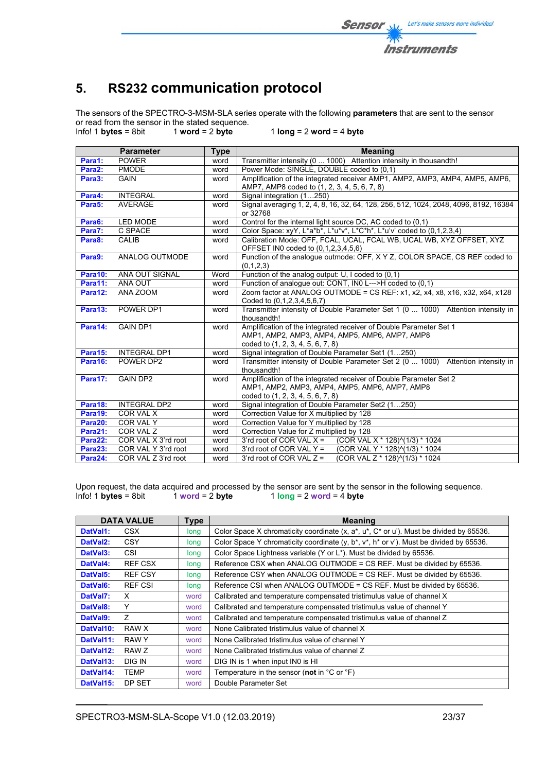# 5. RS232 communication protocol

The sensors of the SPECTRO-3-MSM-SLA series operate with the following **parameters** that are sent to the sensor or read from the sensor in the stated sequence.

Info! 1 **bytes** = 8bit     1 **word** = 2 **byte**     1 **long** = 2 **word** = 4 **byte**

| Parameter | | Type | Meaning |
|---|---|---|---|
| **Para1:** | POWER | word | Transmitter intensity (0 ... 1000) Attention intensity in thousandth! |
| **Para2:** | PMODE | word | Power Mode: SINGLE, DOUBLE coded to (0,1) |
| **Para3:** | GAIN | word | Amplification of the integrated receiver AMP1, AMP2, AMP3, AMP4, AMP5, AMP6, AMP7, AMP8 coded to (1, 2, 3, 4, 5, 6, 7, 8) |
| **Para4:** | INTEGRAL | word | Signal integration (1…250) |
| **Para5:** | AVERAGE | word | Signal averaging 1, 2, 4, 8, 16, 32, 64, 128, 256, 512, 1024, 2048, 4096, 8192, 16384 or 32768 |
| **Para6:** | LED MODE | word | Control for the internal light source DC, AC coded to (0,1) |
| **Para7:** | C SPACE | word | Color Space: xyY, L*a*b*, L*u*v*, L*C*h*, L*u'v' coded to (0,1,2,3,4) |
| **Para8:** | CALIB | word | Calibration Mode: OFF, FCAL, UCAL, FCAL WB, UCAL WB, XYZ OFFSET, XYZ OFFSET IN0 coded to (0,1,2,3,4,5,6) |
| **Para9:** | ANALOG OUTMODE | word | Function of the analogue outmode: OFF, X Y Z, COLOR SPACE, CS REF coded to (0,1,2,3) |
| **Para10:** | ANA OUT SIGNAL | Word | Function of the analog output: U, I coded to (0,1) |
| **Para11:** | ANA OUT | word | Function of analogue out: CONT, IN0 L--->H coded to (0,1) |
| **Para12:** | ANA ZOOM | word | Zoom factor at ANALOG OUTMODE = CS REF: x1, x2, x4, x8, x16, x32, x64, x128 Coded to (0,1,2,3,4,5,6,7) |
| **Para13:** | POWER DP1 | word | Transmitter intensity of Double Parameter Set 1 (0 ... 1000) Attention intensity in thousandth! |
| **Para14:** | GAIN DP1 | word | Amplification of the integrated receiver of Double Parameter Set 1 AMP1, AMP2, AMP3, AMP4, AMP5, AMP6, AMP7, AMP8 coded to (1, 2, 3, 4, 5, 6, 7, 8) |
| **Para15:** | INTEGRAL DP1 | word | Signal integration of Double Parameter Set1 (1…250) |
| **Para16:** | POWER DP2 | word | Transmitter intensity of Double Parameter Set 2 (0 ... 1000) Attention intensity in thousandth! |
| **Para17:** | GAIN DP2 | word | Amplification of the integrated receiver of Double Parameter Set 2 AMP1, AMP2, AMP3, AMP4, AMP5, AMP6, AMP7, AMP8 coded to (1, 2, 3, 4, 5, 6, 7, 8) |
| **Para18:** | INTEGRAL DP2 | word | Signal integration of Double Parameter Set2 (1…250) |
| **Para19:** | COR VAL X | word | Correction Value for X multiplied by 128 |
| **Para20:** | COR VAL Y | word | Correction Value for Y multiplied by 128 |
| **Para21:** | COR VAL Z | word | Correction Value for Z multiplied by 128 |
| **Para22:** | COR VAL X 3'rd root | word | 3'rd root of COR VAL X = (COR VAL X * 128)^(1/3) * 1024 |
| **Para23:** | COR VAL Y 3'rd root | word | 3'rd root of COR VAL Y = (COR VAL Y * 128)^(1/3) * 1024 |
| **Para24:** | COR VAL Z 3'rd root | word | 3'rd root of COR VAL Z = (COR VAL Z * 128)^(1/3) * 1024 |

Upon request, the data acquired and processed by the sensor are sent by the sensor in the following sequence.

Info! 1 **bytes** = 8bit     1 **word** = 2 **byte**     1 **long** = 2 **word** = 4 **byte**

| DATA VALUE | | Type | Meaning |
|---|---|---|---|
| **DatVal1:** | CSX | long | Color Space X chromaticity coordinate (x, a*, u*, C* or u'). Must be divided by 65536. |
| **DatVal2:** | CSY | long | Color Space Y chromaticity coordinate (y, b*, v*, h* or v'). Must be divided by 65536. |
| **DatVal3:** | CSI | long | Color Space Lightness variable (Y or L*). Must be divided by 65536. |
| **DatVal4:** | REF CSX | long | Reference CSX when ANALOG OUTMODE = CS REF. Must be divided by 65536. |
| **DatVal5:** | REF CSY | long | Reference CSY when ANALOG OUTMODE = CS REF. Must be divided by 65536. |
| **DatVal6:** | REF CSI | long | Reference CSI when ANALOG OUTMODE = CS REF. Must be divided by 65536. |
| **DatVal7:** | X | word | Calibrated and temperature compensated tristimulus value of channel X |
| **DatVal8:** | Y | word | Calibrated and temperature compensated tristimulus value of channel Y |
| **DatVal9:** | Z | word | Calibrated and temperature compensated tristimulus value of channel Z |
| **DatVal10:** | RAW X | word | None Calibrated tristimulus value of channel X |
| **DatVal11:** | RAW Y | word | None Calibrated tristimulus value of channel Y |
| **DatVal12:** | RAW Z | word | None Calibrated tristimulus value of channel Z |
| **DatVal13:** | DIG IN | word | DIG IN is 1 when input IN0 is HI |
| **DatVal14:** | TEMP | word | Temperature in the sensor (**not** in °C or °F) |
| **DatVal15:** | DP SET | word | Double Parameter Set |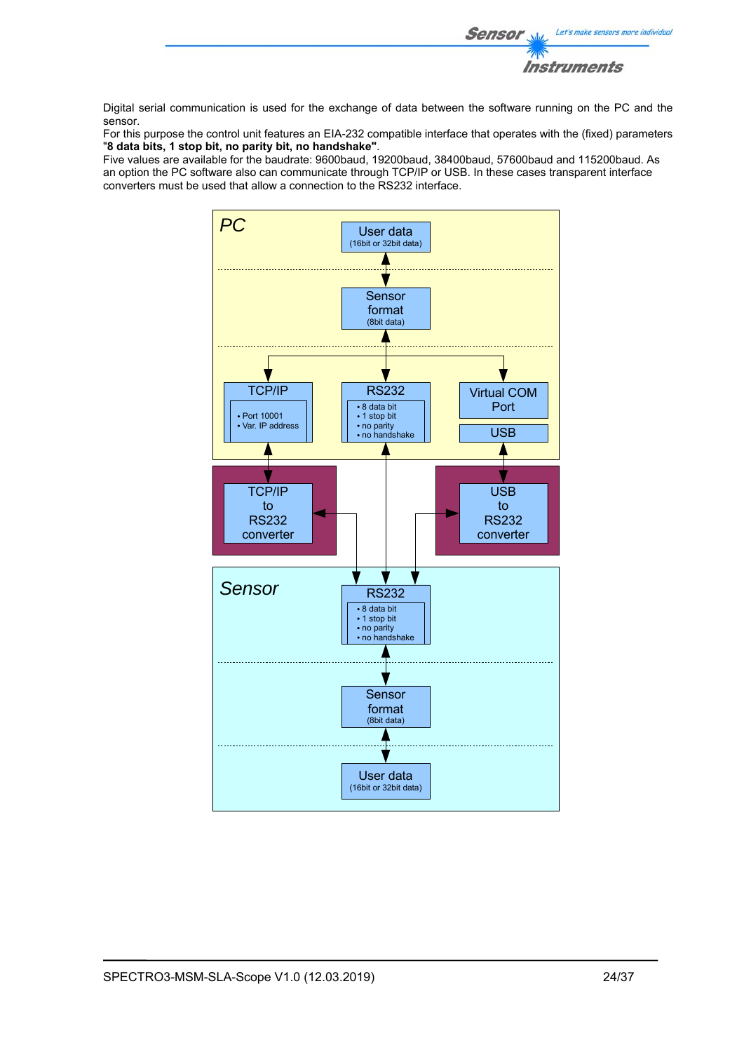Digital serial communication is used for the exchange of data between the software running on the PC and the sensor.
For this purpose the control unit features an EIA-232 compatible interface that operates with the (fixed) parameters "**8 data bits, 1 stop bit, no parity bit, no handshake"**.
Five values are available for the baudrate: 9600baud, 19200baud, 38400baud, 57600baud and 115200baud. As an option the PC software also can communicate through TCP/IP or USB. In these cases transparent interface converters must be used that allow a connection to the RS232 interface.

PC

User data
(16bit or 32bit data)

Sensor format
(8bit data)

TCP/IP
- Port 10001
- Var. IP address

RS232
- 8 data bit
- 1 stop bit
- no parity
- no handshake

Virtual COM Port

USB

TCP/IP to RS232 converter

USB to RS232 converter

Sensor

RS232
- 8 data bit
- 1 stop bit
- no parity
- no handshake

Sensor format
(8bit data)

User data
(16bit or 32bit data)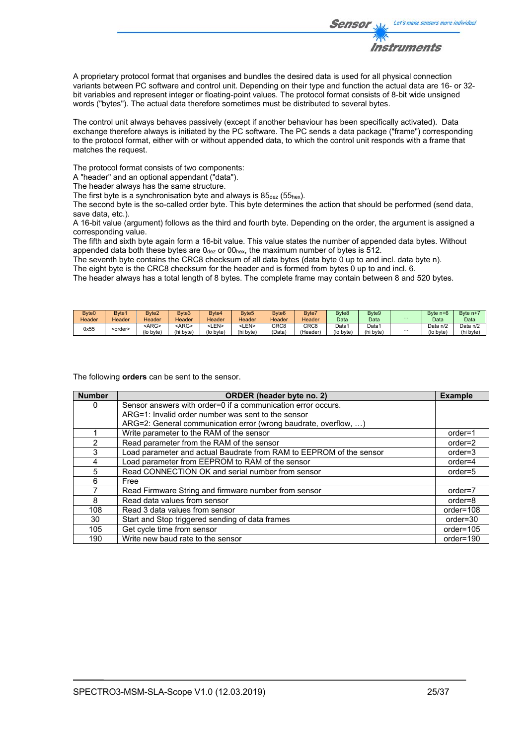A proprietary protocol format that organises and bundles the desired data is used for all physical connection variants between PC software and control unit. Depending on their type and function the actual data are 16- or 32-bit variables and represent integer or floating-point values. The protocol format consists of 8-bit wide unsigned words ("bytes"). The actual data therefore sometimes must be distributed to several bytes.

The control unit always behaves passively (except if another behaviour has been specifically activated). Data exchange therefore always is initiated by the PC software. The PC sends a data package ("frame") corresponding to the protocol format, either with or without appended data, to which the control unit responds with a frame that matches the request.

The protocol format consists of two components:
A "header" and an optional appendant ("data").
The header always has the same structure.
The first byte is a synchronisation byte and always is $85_{dez}$ ($55_{hex}$).
The second byte is the so-called order byte. This byte determines the action that should be performed (send data, save data, etc.).
A 16-bit value (argument) follows as the third and fourth byte. Depending on the order, the argument is assigned a corresponding value.
The fifth and sixth byte again form a 16-bit value. This value states the number of appended data bytes. Without appended data both these bytes are $0_{dez}$ or $00_{hex}$, the maximum number of bytes is 512.
The seventh byte contains the CRC8 checksum of all data bytes (data byte 0 up to and incl. data byte n).
The eight byte is the CRC8 checksum for the header and is formed from bytes 0 up to and incl. 6.
The header always has a total length of 8 bytes. The complete frame may contain between 8 and 520 bytes.

| Byte0 Header | Byte1 Header | Byte2 Header | Byte3 Header | Byte4 Header | Byte5 Header | Byte6 Header | Byte7 Header | Byte8 Data | Byte9 Data | ... | Byte n+6 Data | Byte n+7 Data |
|---|---|---|---|---|---|---|---|---|---|---|---|---|
| 0x55 | <order> | <ARG> (lo byte) | <ARG> (hi byte) | <LEN> (lo byte) | <LEN> (hi byte) | CRC8 (Data) | CRC8 (Header) | Data1 (lo byte) | Data1 (hi byte) | ... | Data n/2 (lo byte) | Data n/2 (hi byte) |

The following **orders** can be sent to the sensor.

| Number | ORDER (header byte no. 2) | Example |
|---|---|---|
| 0 | Sensor answers with order=0 if a communication error occurs.<br>ARG=1: Invalid order number was sent to the sensor<br>ARG=2: General communication error (wrong baudrate, overflow, …) | |
| 1 | Write parameter to the RAM of the sensor | order=1 |
| 2 | Read parameter from the RAM of the sensor | order=2 |
| 3 | Load parameter and actual Baudrate from RAM to EEPROM of the sensor | order=3 |
| 4 | Load parameter from EEPROM to RAM of the sensor | order=4 |
| 5 | Read CONNECTION OK and serial number from sensor | order=5 |
| 6 | Free | |
| 7 | Read Firmware String and firmware number from sensor | order=7 |
| 8 | Read data values from sensor | order=8 |
| 108 | Read 3 data values from sensor | order=108 |
| 30 | Start and Stop triggered sending of data frames | order=30 |
| 105 | Get cycle time from sensor | order=105 |
| 190 | Write new baud rate to the sensor | order=190 |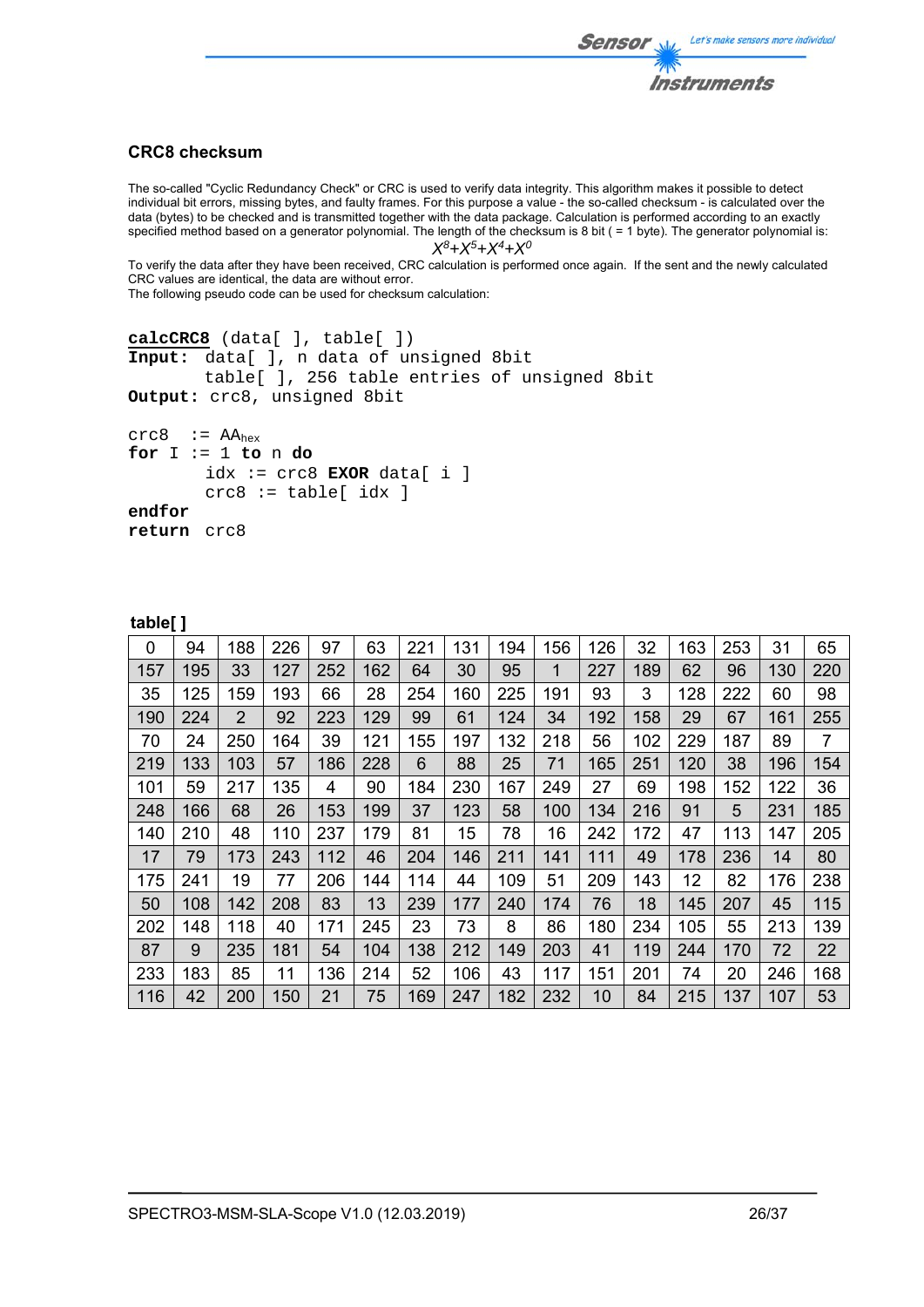## CRC8 checksum

The so-called "Cyclic Redundancy Check" or CRC is used to verify data integrity. This algorithm makes it possible to detect individual bit errors, missing bytes, and faulty frames. For this purpose a value - the so-called checksum - is calculated over the data (bytes) to be checked and is transmitted together with the data package. Calculation is performed according to an exactly specified method based on a generator polynomial. The length of the checksum is 8 bit ( = 1 byte). The generator polynomial is:

$$X^8+X^5+X^4+X^0$$

To verify the data after they have been received, CRC calculation is performed once again. If the sent and the newly calculated CRC values are identical, the data are without error.
The following pseudo code can be used for checksum calculation:

```
calcCRC8 (data[ ], table[ ])
Input:  data[ ], n data of unsigned 8bit
        table[ ], 256 table entries of unsigned 8bit
Output: crc8, unsigned 8bit

crc8  := AAhex
for I := 1 to n do
        idx := crc8 EXOR data[ i ]
        crc8 := table[ idx ]
endfor
return  crc8
```

**table[ ]**

| | | | | | | | | | | | | | | | |
|---|---|---|---|---|---|---|---|---|---|---|---|---|---|---|---|
| 0 | 94 | 188 | 226 | 97 | 63 | 221 | 131 | 194 | 156 | 126 | 32 | 163 | 253 | 31 | 65 |
| 157 | 195 | 33 | 127 | 252 | 162 | 64 | 30 | 95 | 1 | 227 | 189 | 62 | 96 | 130 | 220 |
| 35 | 125 | 159 | 193 | 66 | 28 | 254 | 160 | 225 | 191 | 93 | 3 | 128 | 222 | 60 | 98 |
| 190 | 224 | 2 | 92 | 223 | 129 | 99 | 61 | 124 | 34 | 192 | 158 | 29 | 67 | 161 | 255 |
| 70 | 24 | 250 | 164 | 39 | 121 | 155 | 197 | 132 | 218 | 56 | 102 | 229 | 187 | 89 | 7 |
| 219 | 133 | 103 | 57 | 186 | 228 | 6 | 88 | 25 | 71 | 165 | 251 | 120 | 38 | 196 | 154 |
| 101 | 59 | 217 | 135 | 4 | 90 | 184 | 230 | 167 | 249 | 27 | 69 | 198 | 152 | 122 | 36 |
| 248 | 166 | 68 | 26 | 153 | 199 | 37 | 123 | 58 | 100 | 134 | 216 | 91 | 5 | 231 | 185 |
| 140 | 210 | 48 | 110 | 237 | 179 | 81 | 15 | 78 | 16 | 242 | 172 | 47 | 113 | 147 | 205 |
| 17 | 79 | 173 | 243 | 112 | 46 | 204 | 146 | 211 | 141 | 111 | 49 | 178 | 236 | 14 | 80 |
| 175 | 241 | 19 | 77 | 206 | 144 | 114 | 44 | 109 | 51 | 209 | 143 | 12 | 82 | 176 | 238 |
| 50 | 108 | 142 | 208 | 83 | 13 | 239 | 177 | 240 | 174 | 76 | 18 | 145 | 207 | 45 | 115 |
| 202 | 148 | 118 | 40 | 171 | 245 | 23 | 73 | 8 | 86 | 180 | 234 | 105 | 55 | 213 | 139 |
| 87 | 9 | 235 | 181 | 54 | 104 | 138 | 212 | 149 | 203 | 41 | 119 | 244 | 170 | 72 | 22 |
| 233 | 183 | 85 | 11 | 136 | 214 | 52 | 106 | 43 | 117 | 151 | 201 | 74 | 20 | 246 | 168 |
| 116 | 42 | 200 | 150 | 21 | 75 | 169 | 247 | 182 | 232 | 10 | 84 | 215 | 137 | 107 | 53 |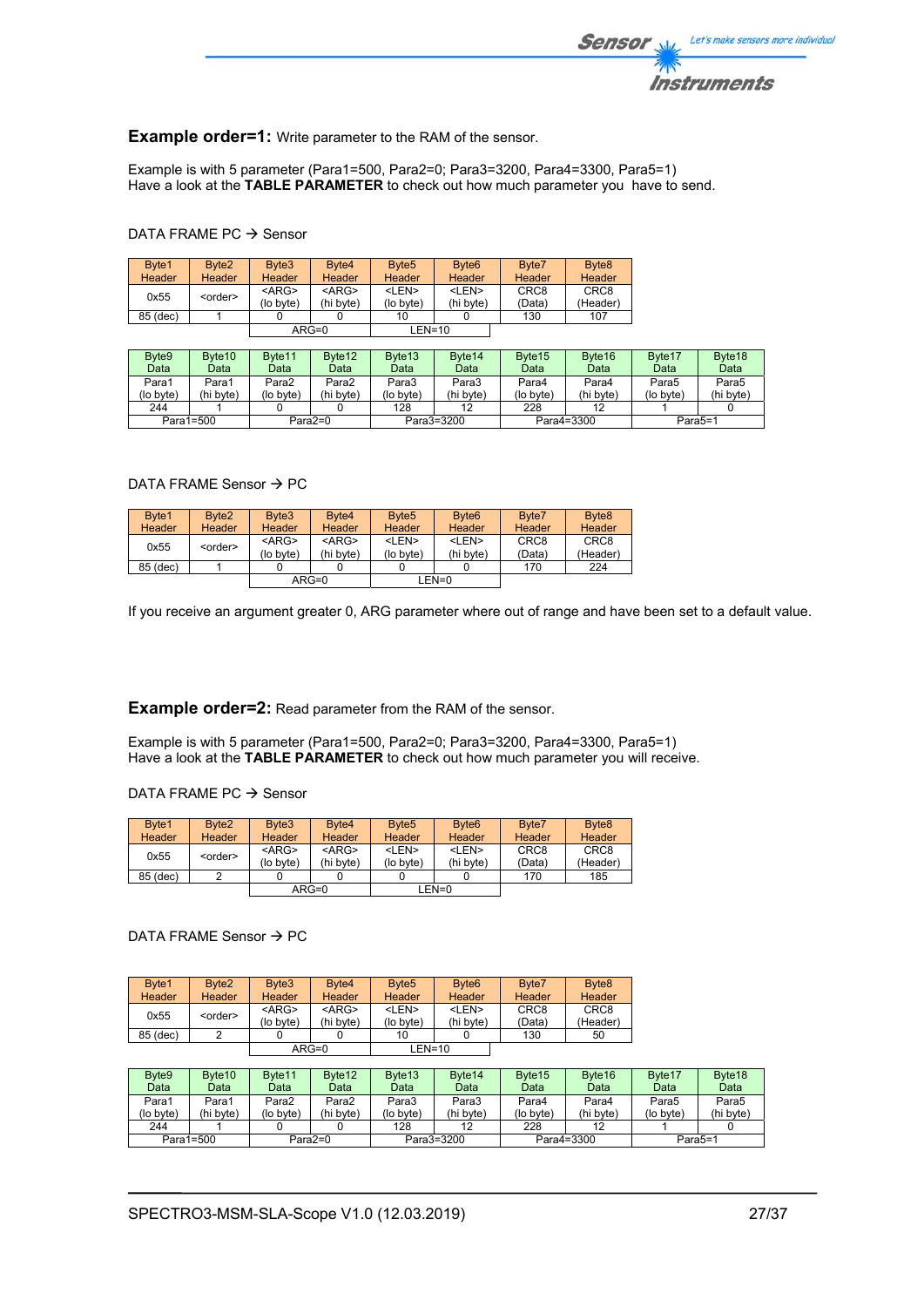**Example order=1:** Write parameter to the RAM of the sensor.

Example is with 5 parameter (Para1=500, Para2=0; Para3=3200, Para4=3300, Para5=1)
Have a look at the **TABLE PARAMETER** to check out how much parameter you have to send.

DATA FRAME PC → Sensor

| Byte1 Header | Byte2 Header | Byte3 Header | Byte4 Header | Byte5 Header | Byte6 Header | Byte7 Header | Byte8 Header |
|---|---|---|---|---|---|---|---|
| 0x55 | <order> | <ARG> (lo byte) | <ARG> (hi byte) | <LEN> (lo byte) | <LEN> (hi byte) | CRC8 (Data) | CRC8 (Header) |
| 85 (dec) | 1 | 0 | 0 | 10 | 0 | 130 | 107 |
| | | ARG=0 | | LEN=10 | | | |

| Byte9 Data | Byte10 Data | Byte11 Data | Byte12 Data | Byte13 Data | Byte14 Data | Byte15 Data | Byte16 Data | Byte17 Data | Byte18 Data |
|---|---|---|---|---|---|---|---|---|---|
| Para1 (lo byte) | Para1 (hi byte) | Para2 (lo byte) | Para2 (hi byte) | Para3 (lo byte) | Para3 (hi byte) | Para4 (lo byte) | Para4 (hi byte) | Para5 (lo byte) | Para5 (hi byte) |
| 244 | 1 | 0 | 0 | 128 | 12 | 228 | 12 | 1 | 0 |
| Para1=500 | | Para2=0 | | Para3=3200 | | Para4=3300 | | Para5=1 | |

DATA FRAME Sensor → PC

| Byte1 Header | Byte2 Header | Byte3 Header | Byte4 Header | Byte5 Header | Byte6 Header | Byte7 Header | Byte8 Header |
|---|---|---|---|---|---|---|---|
| 0x55 | <order> | <ARG> (lo byte) | <ARG> (hi byte) | <LEN> (lo byte) | <LEN> (hi byte) | CRC8 (Data) | CRC8 (Header) |
| 85 (dec) | 1 | 0 | 0 | 0 | 0 | 170 | 224 |
| | | ARG=0 | | LEN=0 | | | |

If you receive an argument greater 0, ARG parameter where out of range and have been set to a default value.

**Example order=2:** Read parameter from the RAM of the sensor.

Example is with 5 parameter (Para1=500, Para2=0; Para3=3200, Para4=3300, Para5=1)
Have a look at the **TABLE PARAMETER** to check out how much parameter you will receive.

DATA FRAME PC → Sensor

| Byte1 Header | Byte2 Header | Byte3 Header | Byte4 Header | Byte5 Header | Byte6 Header | Byte7 Header | Byte8 Header |
|---|---|---|---|---|---|---|---|
| 0x55 | <order> | <ARG> (lo byte) | <ARG> (hi byte) | <LEN> (lo byte) | <LEN> (hi byte) | CRC8 (Data) | CRC8 (Header) |
| 85 (dec) | 2 | 0 | 0 | 0 | 0 | 170 | 185 |
| | | ARG=0 | | LEN=0 | | | |

DATA FRAME Sensor → PC

| Byte1 Header | Byte2 Header | Byte3 Header | Byte4 Header | Byte5 Header | Byte6 Header | Byte7 Header | Byte8 Header |
|---|---|---|---|---|---|---|---|
| 0x55 | <order> | <ARG> (lo byte) | <ARG> (hi byte) | <LEN> (lo byte) | <LEN> (hi byte) | CRC8 (Data) | CRC8 (Header) |
| 85 (dec) | 2 | 0 | 0 | 10 | 0 | 130 | 50 |
| | | ARG=0 | | LEN=10 | | | |

| Byte9 Data | Byte10 Data | Byte11 Data | Byte12 Data | Byte13 Data | Byte14 Data | Byte15 Data | Byte16 Data | Byte17 Data | Byte18 Data |
|---|---|---|---|---|---|---|---|---|---|
| Para1 (lo byte) | Para1 (hi byte) | Para2 (lo byte) | Para2 (hi byte) | Para3 (lo byte) | Para3 (hi byte) | Para4 (lo byte) | Para4 (hi byte) | Para5 (lo byte) | Para5 (hi byte) |
| 244 | 1 | 0 | 0 | 128 | 12 | 228 | 12 | 1 | 0 |
| Para1=500 | | Para2=0 | | Para3=3200 | | Para4=3300 | | Para5=1 | |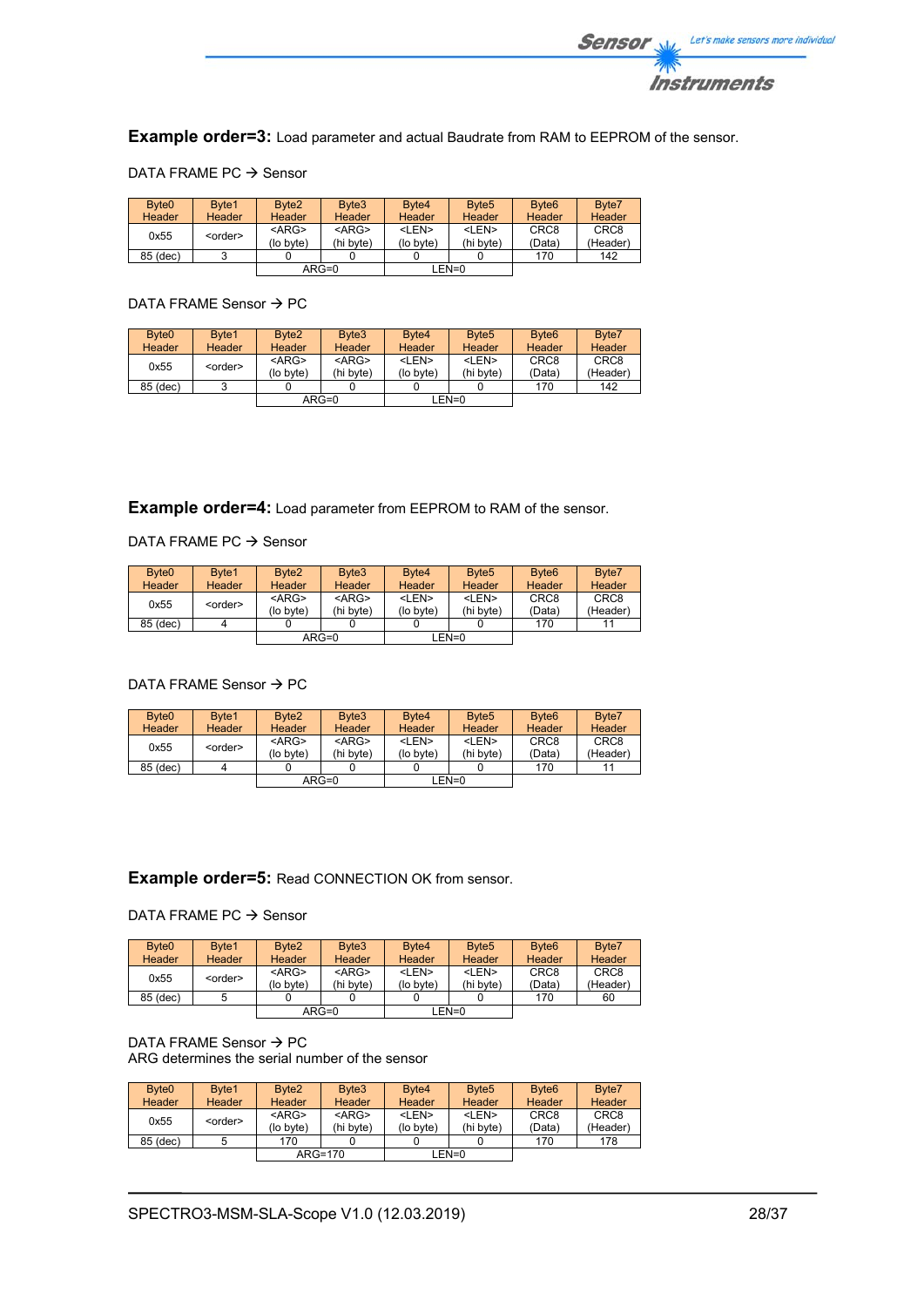**Example order=3:** Load parameter and actual Baudrate from RAM to EEPROM of the sensor.

DATA FRAME PC → Sensor

| Byte0 Header | Byte1 Header | Byte2 Header | Byte3 Header | Byte4 Header | Byte5 Header | Byte6 Header | Byte7 Header |
|---|---|---|---|---|---|---|---|
| 0x55 | <order> | <ARG> (lo byte) | <ARG> (hi byte) | <LEN> (lo byte) | <LEN> (hi byte) | CRC8 (Data) | CRC8 (Header) |
| 85 (dec) | 3 | 0 | 0 | 0 | 0 | 170 | 142 |
| | | ARG=0 | | LEN=0 | | | |

DATA FRAME Sensor → PC

| Byte0 Header | Byte1 Header | Byte2 Header | Byte3 Header | Byte4 Header | Byte5 Header | Byte6 Header | Byte7 Header |
|---|---|---|---|---|---|---|---|
| 0x55 | <order> | <ARG> (lo byte) | <ARG> (hi byte) | <LEN> (lo byte) | <LEN> (hi byte) | CRC8 (Data) | CRC8 (Header) |
| 85 (dec) | 3 | 0 | 0 | 0 | 0 | 170 | 142 |
| | | ARG=0 | | LEN=0 | | | |

**Example order=4:** Load parameter from EEPROM to RAM of the sensor.

DATA FRAME PC → Sensor

| Byte0 Header | Byte1 Header | Byte2 Header | Byte3 Header | Byte4 Header | Byte5 Header | Byte6 Header | Byte7 Header |
|---|---|---|---|---|---|---|---|
| 0x55 | <order> | <ARG> (lo byte) | <ARG> (hi byte) | <LEN> (lo byte) | <LEN> (hi byte) | CRC8 (Data) | CRC8 (Header) |
| 85 (dec) | 4 | 0 | 0 | 0 | 0 | 170 | 11 |
| | | ARG=0 | | LEN=0 | | | |

DATA FRAME Sensor → PC

| Byte0 Header | Byte1 Header | Byte2 Header | Byte3 Header | Byte4 Header | Byte5 Header | Byte6 Header | Byte7 Header |
|---|---|---|---|---|---|---|---|
| 0x55 | <order> | <ARG> (lo byte) | <ARG> (hi byte) | <LEN> (lo byte) | <LEN> (hi byte) | CRC8 (Data) | CRC8 (Header) |
| 85 (dec) | 4 | 0 | 0 | 0 | 0 | 170 | 11 |
| | | ARG=0 | | LEN=0 | | | |

**Example order=5:** Read CONNECTION OK from sensor.

DATA FRAME PC → Sensor

| Byte0 Header | Byte1 Header | Byte2 Header | Byte3 Header | Byte4 Header | Byte5 Header | Byte6 Header | Byte7 Header |
|---|---|---|---|---|---|---|---|
| 0x55 | <order> | <ARG> (lo byte) | <ARG> (hi byte) | <LEN> (lo byte) | <LEN> (hi byte) | CRC8 (Data) | CRC8 (Header) |
| 85 (dec) | 5 | 0 | 0 | 0 | 0 | 170 | 60 |
| | | ARG=0 | | LEN=0 | | | |

DATA FRAME Sensor → PC
ARG determines the serial number of the sensor

| Byte0 Header | Byte1 Header | Byte2 Header | Byte3 Header | Byte4 Header | Byte5 Header | Byte6 Header | Byte7 Header |
|---|---|---|---|---|---|---|---|
| 0x55 | <order> | <ARG> (lo byte) | <ARG> (hi byte) | <LEN> (lo byte) | <LEN> (hi byte) | CRC8 (Data) | CRC8 (Header) |
| 85 (dec) | 5 | 170 | 0 | 0 | 0 | 170 | 178 |
| | | ARG=170 | | LEN=0 | | | |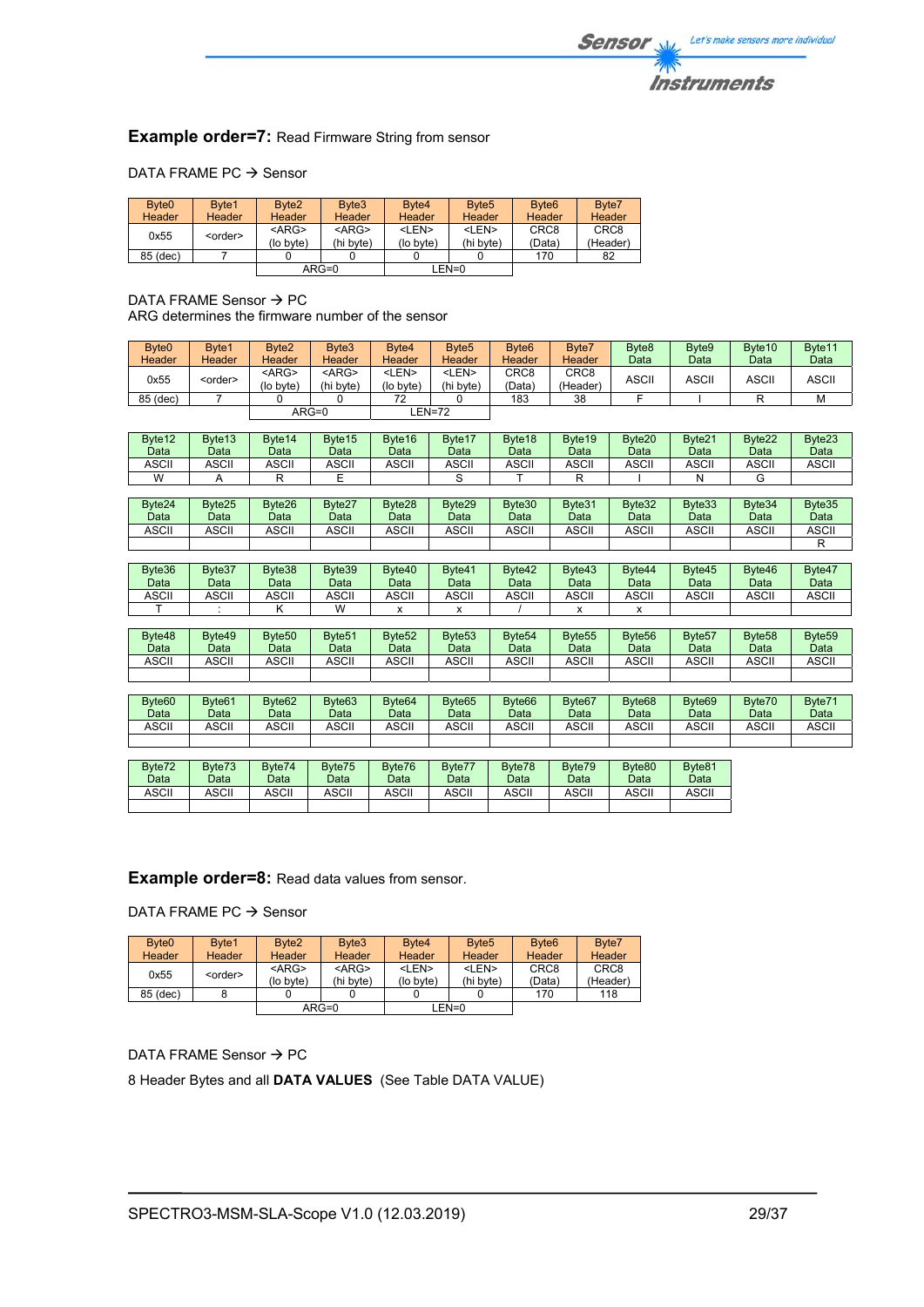**Example order=7:** Read Firmware String from sensor

DATA FRAME PC → Sensor

| Byte0 Header | Byte1 Header | Byte2 Header | Byte3 Header | Byte4 Header | Byte5 Header | Byte6 Header | Byte7 Header |
|---|---|---|---|---|---|---|---|
| 0x55 | <order> | <ARG> (lo byte) | <ARG> (hi byte) | <LEN> (lo byte) | <LEN> (hi byte) | CRC8 (Data) | CRC8 (Header) |
| 85 (dec) | 7 | 0 | 0 | 0 | 0 | 170 | 82 |
| | | ARG=0 | | LEN=0 | | | |

DATA FRAME Sensor → PC
ARG determines the firmware number of the sensor

| Byte0 Header | Byte1 Header | Byte2 Header | Byte3 Header | Byte4 Header | Byte5 Header | Byte6 Header | Byte7 Header | Byte8 Data | Byte9 Data | Byte10 Data | Byte11 Data |
|---|---|---|---|---|---|---|---|---|---|---|---|
| 0x55 | <order> | <ARG> (lo byte) | <ARG> (hi byte) | <LEN> (lo byte) | <LEN> (hi byte) | CRC8 (Data) | CRC8 (Header) | ASCII | ASCII | ASCII | ASCII |
| 85 (dec) | 7 | 0 | 0 | 72 | 0 | 183 | 38 | F | I | R | M |
| | | ARG=0 | | LEN=72 | | | | | | | |

| Byte12 Data | Byte13 Data | Byte14 Data | Byte15 Data | Byte16 Data | Byte17 Data | Byte18 Data | Byte19 Data | Byte20 Data | Byte21 Data | Byte22 Data | Byte23 Data |
|---|---|---|---|---|---|---|---|---|---|---|---|
| ASCII | ASCII | ASCII | ASCII | ASCII | ASCII | ASCII | ASCII | ASCII | ASCII | ASCII | ASCII |
| W | A | R | E | | S | T | R | I | N | G | |

| Byte24 Data | Byte25 Data | Byte26 Data | Byte27 Data | Byte28 Data | Byte29 Data | Byte30 Data | Byte31 Data | Byte32 Data | Byte33 Data | Byte34 Data | Byte35 Data |
|---|---|---|---|---|---|---|---|---|---|---|---|
| ASCII | ASCII | ASCII | ASCII | ASCII | ASCII | ASCII | ASCII | ASCII | ASCII | ASCII | ASCII |
| | | | | | | | | | | | R |

| Byte36 Data | Byte37 Data | Byte38 Data | Byte39 Data | Byte40 Data | Byte41 Data | Byte42 Data | Byte43 Data | Byte44 Data | Byte45 Data | Byte46 Data | Byte47 Data |
|---|---|---|---|---|---|---|---|---|---|---|---|
| ASCII | ASCII | ASCII | ASCII | ASCII | ASCII | ASCII | ASCII | ASCII | ASCII | ASCII | ASCII |
| T | : | K | W | x | x | / | x | x | | | |

| Byte48 Data | Byte49 Data | Byte50 Data | Byte51 Data | Byte52 Data | Byte53 Data | Byte54 Data | Byte55 Data | Byte56 Data | Byte57 Data | Byte58 Data | Byte59 Data |
|---|---|---|---|---|---|---|---|---|---|---|---|
| ASCII | ASCII | ASCII | ASCII | ASCII | ASCII | ASCII | ASCII | ASCII | ASCII | ASCII | ASCII |
| | | | | | | | | | | | |

| Byte60 Data | Byte61 Data | Byte62 Data | Byte63 Data | Byte64 Data | Byte65 Data | Byte66 Data | Byte67 Data | Byte68 Data | Byte69 Data | Byte70 Data | Byte71 Data |
|---|---|---|---|---|---|---|---|---|---|---|---|
| ASCII | ASCII | ASCII | ASCII | ASCII | ASCII | ASCII | ASCII | ASCII | ASCII | ASCII | ASCII |
| | | | | | | | | | | | |

| Byte72 Data | Byte73 Data | Byte74 Data | Byte75 Data | Byte76 Data | Byte77 Data | Byte78 Data | Byte79 Data | Byte80 Data | Byte81 Data |
|---|---|---|---|---|---|---|---|---|---|
| ASCII | ASCII | ASCII | ASCII | ASCII | ASCII | ASCII | ASCII | ASCII | ASCII |
| | | | | | | | | | |

**Example order=8:** Read data values from sensor.

DATA FRAME PC → Sensor

| Byte0 Header | Byte1 Header | Byte2 Header | Byte3 Header | Byte4 Header | Byte5 Header | Byte6 Header | Byte7 Header |
|---|---|---|---|---|---|---|---|
| 0x55 | <order> | <ARG> (lo byte) | <ARG> (hi byte) | <LEN> (lo byte) | <LEN> (hi byte) | CRC8 (Data) | CRC8 (Header) |
| 85 (dec) | 8 | 0 | 0 | 0 | 0 | 170 | 118 |
| | | ARG=0 | | LEN=0 | | | |

DATA FRAME Sensor → PC

8 Header Bytes and all **DATA VALUES** (See Table DATA VALUE)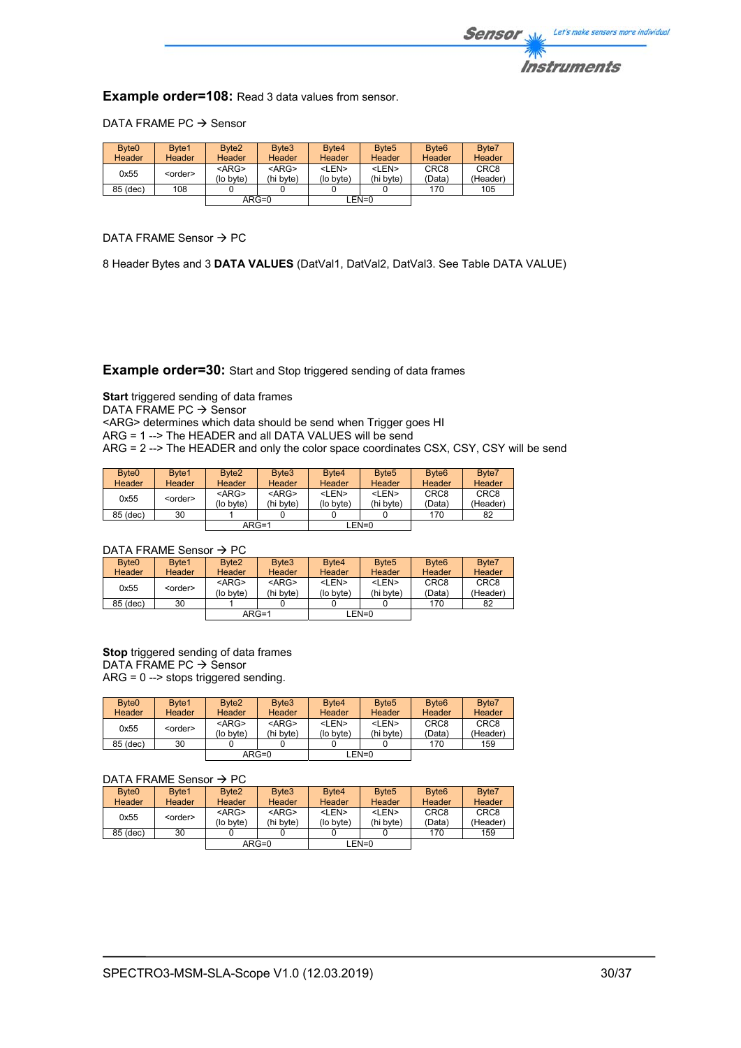**Example order=108:** Read 3 data values from sensor.

DATA FRAME PC → Sensor

| Byte0 Header | Byte1 Header | Byte2 Header | Byte3 Header | Byte4 Header | Byte5 Header | Byte6 Header | Byte7 Header |
|---|---|---|---|---|---|---|---|
| 0x55 | <order> | <ARG> (lo byte) | <ARG> (hi byte) | <LEN> (lo byte) | <LEN> (hi byte) | CRC8 (Data) | CRC8 (Header) |
| 85 (dec) | 108 | 0 | 0 | 0 | 0 | 170 | 105 |
| | | ARG=0 | | LEN=0 | | | |

DATA FRAME Sensor → PC

8 Header Bytes and 3 **DATA VALUES** (DatVal1, DatVal2, DatVal3. See Table DATA VALUE)

**Example order=30:** Start and Stop triggered sending of data frames

**Start** triggered sending of data frames
DATA FRAME PC → Sensor
<ARG> determines which data should be send when Trigger goes HI
ARG = 1 --> The HEADER and all DATA VALUES will be send
ARG = 2 --> The HEADER and only the color space coordinates CSX, CSY, CSY will be send

| Byte0 Header | Byte1 Header | Byte2 Header | Byte3 Header | Byte4 Header | Byte5 Header | Byte6 Header | Byte7 Header |
|---|---|---|---|---|---|---|---|
| 0x55 | <order> | <ARG> (lo byte) | <ARG> (hi byte) | <LEN> (lo byte) | <LEN> (hi byte) | CRC8 (Data) | CRC8 (Header) |
| 85 (dec) | 30 | 1 | 0 | 0 | 0 | 170 | 82 |
| | | ARG=1 | | LEN=0 | | | |

DATA FRAME Sensor → PC

| Byte0 Header | Byte1 Header | Byte2 Header | Byte3 Header | Byte4 Header | Byte5 Header | Byte6 Header | Byte7 Header |
|---|---|---|---|---|---|---|---|
| 0x55 | <order> | <ARG> (lo byte) | <ARG> (hi byte) | <LEN> (lo byte) | <LEN> (hi byte) | CRC8 (Data) | CRC8 (Header) |
| 85 (dec) | 30 | 1 | 0 | 0 | 0 | 170 | 82 |
| | | ARG=1 | | LEN=0 | | | |

**Stop** triggered sending of data frames
DATA FRAME PC → Sensor
ARG = 0 --> stops triggered sending.

| Byte0 Header | Byte1 Header | Byte2 Header | Byte3 Header | Byte4 Header | Byte5 Header | Byte6 Header | Byte7 Header |
|---|---|---|---|---|---|---|---|
| 0x55 | <order> | <ARG> (lo byte) | <ARG> (hi byte) | <LEN> (lo byte) | <LEN> (hi byte) | CRC8 (Data) | CRC8 (Header) |
| 85 (dec) | 30 | 0 | 0 | 0 | 0 | 170 | 159 |
| | | ARG=0 | | LEN=0 | | | |

DATA FRAME Sensor → PC

| Byte0 Header | Byte1 Header | Byte2 Header | Byte3 Header | Byte4 Header | Byte5 Header | Byte6 Header | Byte7 Header |
|---|---|---|---|---|---|---|---|
| 0x55 | <order> | <ARG> (lo byte) | <ARG> (hi byte) | <LEN> (lo byte) | <LEN> (hi byte) | CRC8 (Data) | CRC8 (Header) |
| 85 (dec) | 30 | 0 | 0 | 0 | 0 | 170 | 159 |
| | | ARG=0 | | LEN=0 | | | |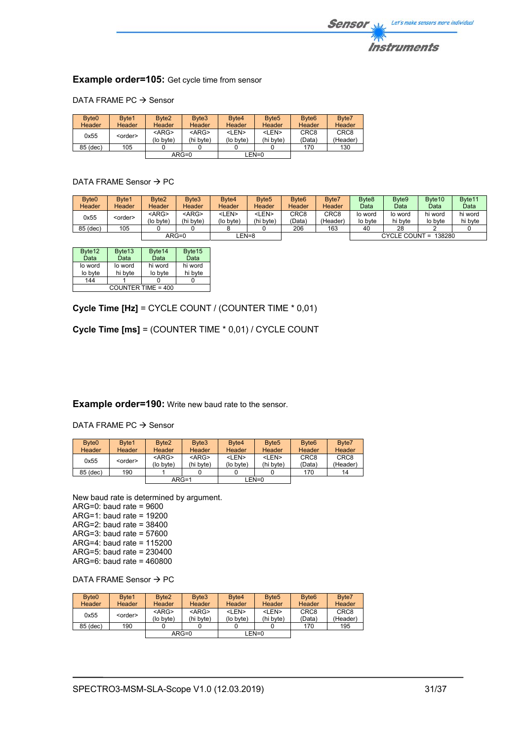**Example order=105:** Get cycle time from sensor

DATA FRAME PC → Sensor

| Byte0 Header | Byte1 Header | Byte2 Header | Byte3 Header | Byte4 Header | Byte5 Header | Byte6 Header | Byte7 Header |
|---|---|---|---|---|---|---|---|
| 0x55 | <order> | <ARG> (lo byte) | <ARG> (hi byte) | <LEN> (lo byte) | <LEN> (hi byte) | CRC8 (Data) | CRC8 (Header) |
| 85 (dec) | 105 | 0 | 0 | 0 | 0 | 170 | 130 |
| | | ARG=0 | | LEN=0 | | | |

DATA FRAME Sensor → PC

| Byte0 Header | Byte1 Header | Byte2 Header | Byte3 Header | Byte4 Header | Byte5 Header | Byte6 Header | Byte7 Header | Byte8 Data | Byte9 Data | Byte10 Data | Byte11 Data |
|---|---|---|---|---|---|---|---|---|---|---|---|
| 0x55 | <order> | <ARG> (lo byte) | <ARG> (hi byte) | <LEN> (lo byte) | <LEN> (hi byte) | CRC8 (Data) | CRC8 (Header) | lo word lo byte | lo word hi byte | hi word lo byte | hi word hi byte |
| 85 (dec) | 105 | 0 | 0 | 8 | 0 | 206 | 163 | 40 | 28 | 2 | 0 |
| | | ARG=0 | | LEN=8 | | | | CYCLE COUNT = 138280 | | | |

| Byte12 Data | Byte13 Data | Byte14 Data | Byte15 Data |
|---|---|---|---|
| lo word lo byte | lo word hi byte | hi word lo byte | hi word hi byte |
| 144 | 1 | 0 | 0 |
| COUNTER TIME = 400 | | | |

**Cycle Time [Hz]** = CYCLE COUNT / (COUNTER TIME * 0,01)

**Cycle Time [ms]** = (COUNTER TIME * 0,01) / CYCLE COUNT

**Example order=190:** Write new baud rate to the sensor.

DATA FRAME PC → Sensor

| Byte0 Header | Byte1 Header | Byte2 Header | Byte3 Header | Byte4 Header | Byte5 Header | Byte6 Header | Byte7 Header |
|---|---|---|---|---|---|---|---|
| 0x55 | <order> | <ARG> (lo byte) | <ARG> (hi byte) | <LEN> (lo byte) | <LEN> (hi byte) | CRC8 (Data) | CRC8 (Header) |
| 85 (dec) | 190 | 1 | 0 | 0 | 0 | 170 | 14 |
| | | ARG=1 | | LEN=0 | | | |

New baud rate is determined by argument.
ARG=0: baud rate = 9600
ARG=1: baud rate = 19200
ARG=2: baud rate = 38400
ARG=3: baud rate = 57600
ARG=4: baud rate = 115200
ARG=5: baud rate = 230400
ARG=6: baud rate = 460800

DATA FRAME Sensor → PC

| Byte0 Header | Byte1 Header | Byte2 Header | Byte3 Header | Byte4 Header | Byte5 Header | Byte6 Header | Byte7 Header |
|---|---|---|---|---|---|---|---|
| 0x55 | <order> | <ARG> (lo byte) | <ARG> (hi byte) | <LEN> (lo byte) | <LEN> (hi byte) | CRC8 (Data) | CRC8 (Header) |
| 85 (dec) | 190 | 0 | 0 | 0 | 0 | 170 | 195 |
| | | ARG=0 | | LEN=0 | | | |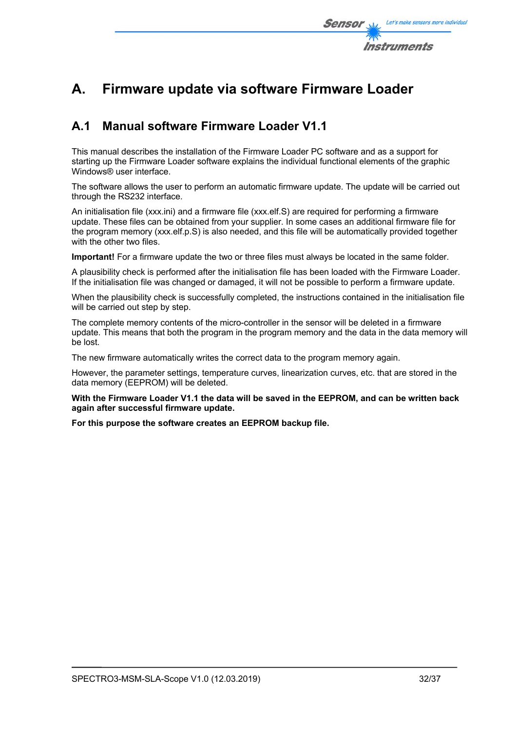# A. Firmware update via software Firmware Loader

## A.1 Manual software Firmware Loader V1.1

This manual describes the installation of the Firmware Loader PC software and as a support for starting up the Firmware Loader software explains the individual functional elements of the graphic Windows® user interface.

The software allows the user to perform an automatic firmware update. The update will be carried out through the RS232 interface.

An initialisation file (xxx.ini) and a firmware file (xxx.elf.S) are required for performing a firmware update. These files can be obtained from your supplier. In some cases an additional firmware file for the program memory (xxx.elf.p.S) is also needed, and this file will be automatically provided together with the other two files.

**Important!** For a firmware update the two or three files must always be located in the same folder.

A plausibility check is performed after the initialisation file has been loaded with the Firmware Loader. If the initialisation file was changed or damaged, it will not be possible to perform a firmware update.

When the plausibility check is successfully completed, the instructions contained in the initialisation file will be carried out step by step.

The complete memory contents of the micro-controller in the sensor will be deleted in a firmware update. This means that both the program in the program memory and the data in the data memory will be lost.

The new firmware automatically writes the correct data to the program memory again.

However, the parameter settings, temperature curves, linearization curves, etc. that are stored in the data memory (EEPROM) will be deleted.

**With the Firmware Loader V1.1 the data will be saved in the EEPROM, and can be written back again after successful firmware update.**

**For this purpose the software creates an EEPROM backup file.**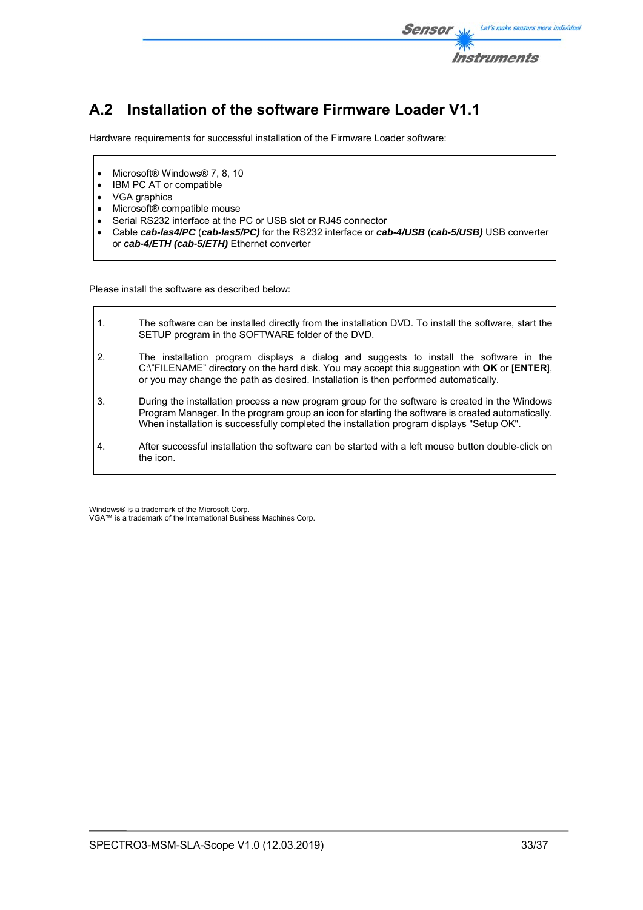## A.2 Installation of the software Firmware Loader V1.1

Hardware requirements for successful installation of the Firmware Loader software:

- Microsoft® Windows® 7, 8, 10
- IBM PC AT or compatible
- VGA graphics
- Microsoft® compatible mouse
- Serial RS232 interface at the PC or USB slot or RJ45 connector
- Cable ***cab-las4/PC*** (***cab-las5/PC)*** for the RS232 interface or ***cab-4/USB*** (***cab-5/USB)*** USB converter or ***cab-4/ETH (cab-5/ETH)*** Ethernet converter

Please install the software as described below:

1. The software can be installed directly from the installation DVD. To install the software, start the SETUP program in the SOFTWARE folder of the DVD.
2. The installation program displays a dialog and suggests to install the software in the C:\"FILENAME" directory on the hard disk. You may accept this suggestion with **OK** or [**ENTER**], or you may change the path as desired. Installation is then performed automatically.
3. During the installation process a new program group for the software is created in the Windows Program Manager. In the program group an icon for starting the software is created automatically. When installation is successfully completed the installation program displays "Setup OK".
4. After successful installation the software can be started with a left mouse button double-click on the icon.

Windows® is a trademark of the Microsoft Corp.
VGA™ is a trademark of the International Business Machines Corp.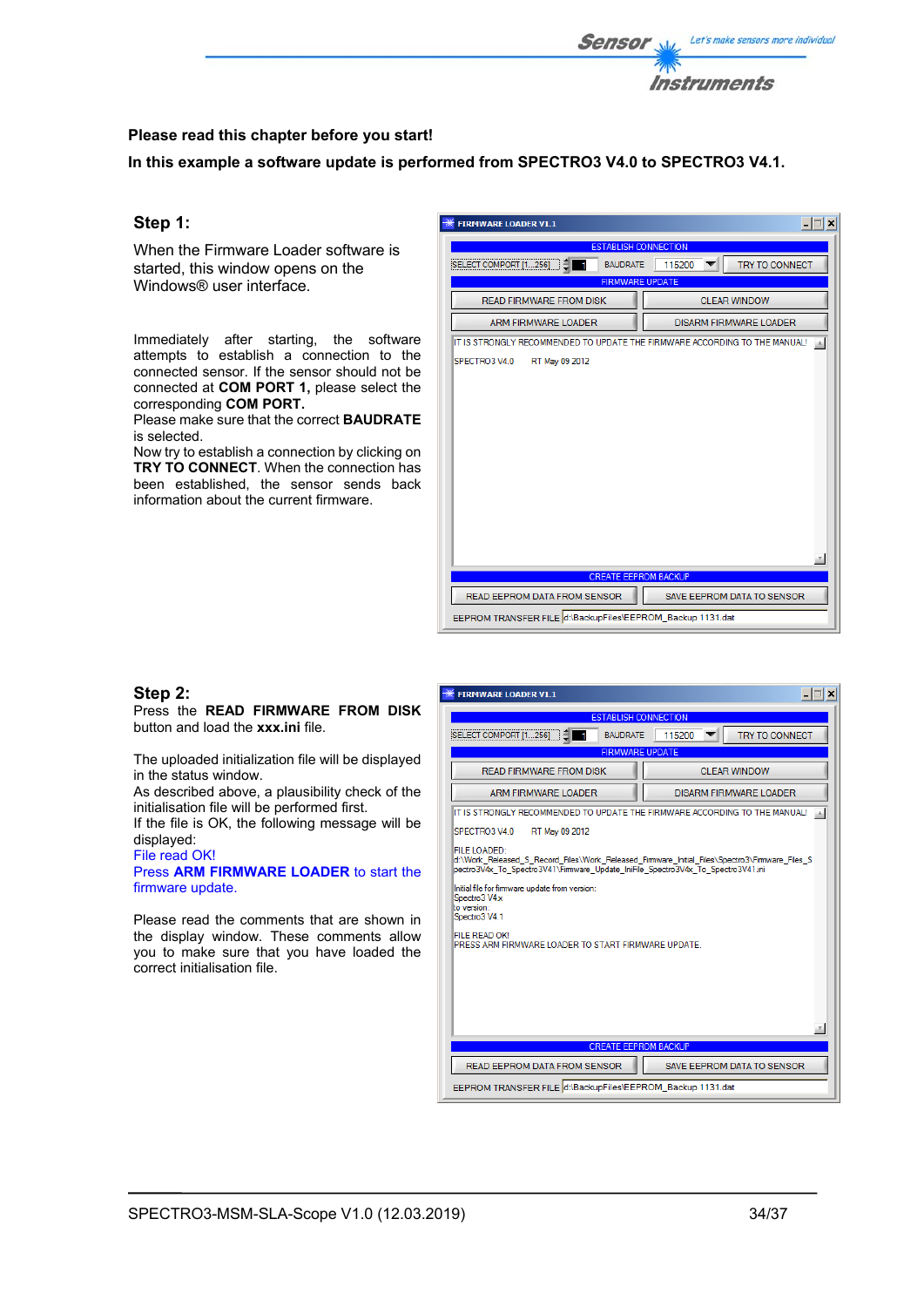**Please read this chapter before you start!**

**In this example a software update is performed from SPECTRO3 V4.0 to SPECTRO3 V4.1.**

## Step 1:

When the Firmware Loader software is started, this window opens on the Windows® user interface.

Immediately after starting, the software attempts to establish a connection to the connected sensor. If the sensor should not be connected at **COM PORT 1,** please select the corresponding **COM PORT.**
Please make sure that the correct **BAUDRATE** is selected.
Now try to establish a connection by clicking on **TRY TO CONNECT**. When the connection has been established, the sensor sends back information about the current firmware.

## Step 2:

Press the **READ FIRMWARE FROM DISK** button and load the **xxx.ini** file.

The uploaded initialization file will be displayed in the status window.
As described above, a plausibility check of the initialisation file will be performed first.
If the file is OK, the following message will be displayed:
File read OK!
Press **ARM FIRMWARE LOADER** to start the firmware update.

Please read the comments that are shown in the display window. These comments allow you to make sure that you have loaded the correct initialisation file.

SPECTRO3-MSM-SLA-Scope V1.0 (12.03.2019)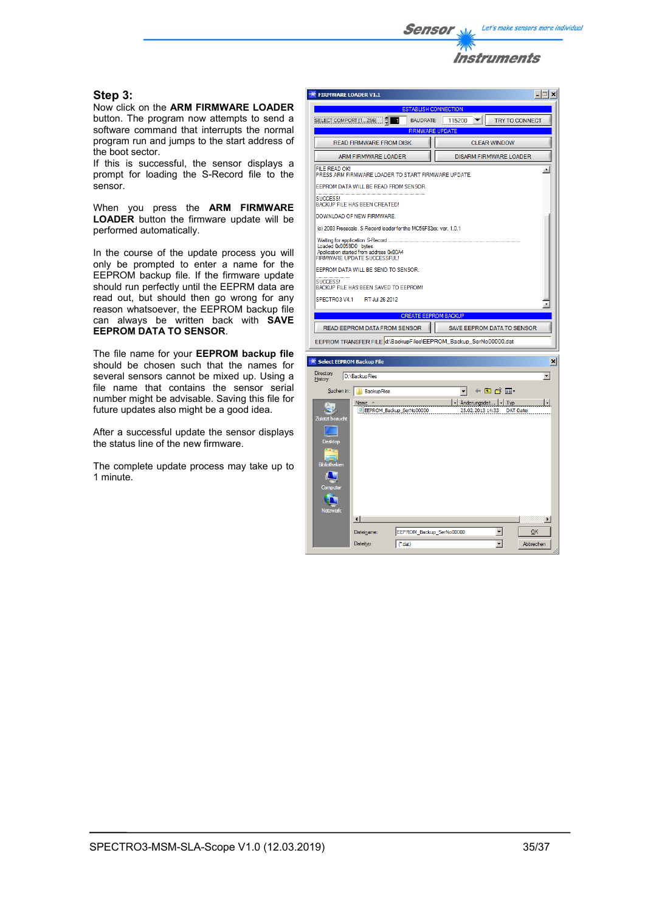### Step 3:

Now click on the **ARM FIRMWARE LOADER** button. The program now attempts to send a software command that interrupts the normal program run and jumps to the start address of the boot sector.

If this is successful, the sensor displays a prompt for loading the S-Record file to the sensor.

When you press the **ARM FIRMWARE LOADER** button the firmware update will be performed automatically.

In the course of the update process you will only be prompted to enter a name for the EEPROM backup file. If the firmware update should run perfectly until the EEPRM data are read out, but should then go wrong for any reason whatsoever, the EEPROM backup file can always be written back with **SAVE EEPROM DATA TO SENSOR**.

The file name for your **EEPROM backup file** should be chosen such that the names for several sensors cannot be mixed up. Using a file name that contains the sensor serial number might be advisable. Saving this file for future updates also might be a good idea.

After a successful update the sensor displays the status line of the new firmware.

The complete update process may take up to 1 minute.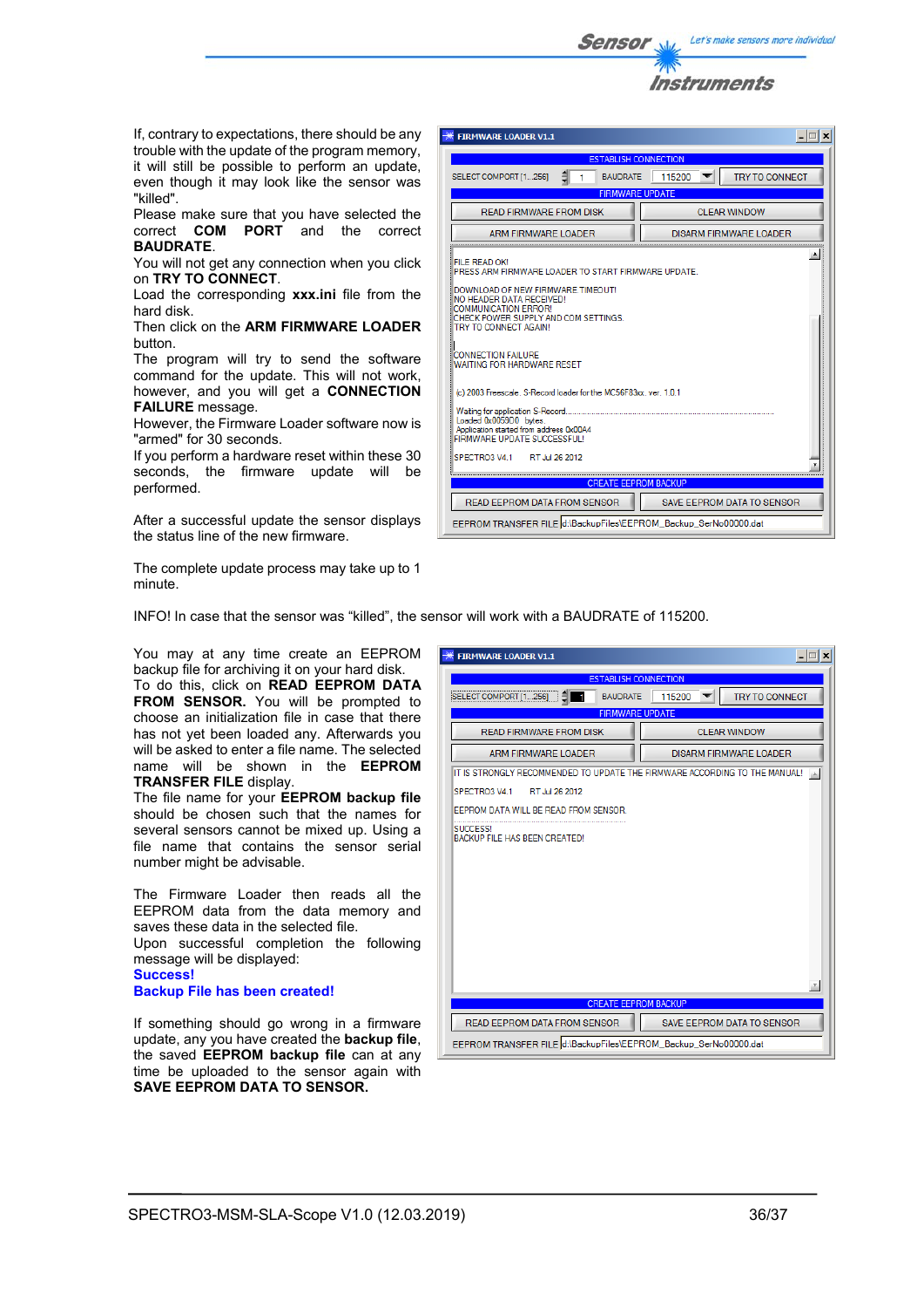If, contrary to expectations, there should be any trouble with the update of the program memory, it will still be possible to perform an update, even though it may look like the sensor was "killed".

Please make sure that you have selected the correct **COM PORT** and the correct **BAUDRATE**.

You will not get any connection when you click on **TRY TO CONNECT**.

Load the corresponding **xxx.ini** file from the hard disk.

Then click on the **ARM FIRMWARE LOADER** button.

The program will try to send the software command for the update. This will not work, however, and you will get a **CONNECTION FAILURE** message.

However, the Firmware Loader software now is "armed" for 30 seconds.

If you perform a hardware reset within these 30 seconds, the firmware update will be performed.

After a successful update the sensor displays the status line of the new firmware.

The complete update process may take up to 1 minute.

INFO! In case that the sensor was "killed", the sensor will work with a BAUDRATE of 115200.

You may at any time create an EEPROM backup file for archiving it on your hard disk.

To do this, click on **READ EEPROM DATA FROM SENSOR.** You will be prompted to choose an initialization file in case that there has not yet been loaded any. Afterwards you will be asked to enter a file name. The selected name will be shown in the **EEPROM TRANSFER FILE** display.

The file name for your **EEPROM backup file** should be chosen such that the names for several sensors cannot be mixed up. Using a file name that contains the sensor serial number might be advisable.

The Firmware Loader then reads all the EEPROM data from the data memory and saves these data in the selected file.

Upon successful completion the following message will be displayed:

**Success!**
**Backup File has been created!**

If something should go wrong in a firmware update, any you have created the **backup file**, the saved **EEPROM backup file** can at any time be uploaded to the sensor again with **SAVE EEPROM DATA TO SENSOR.**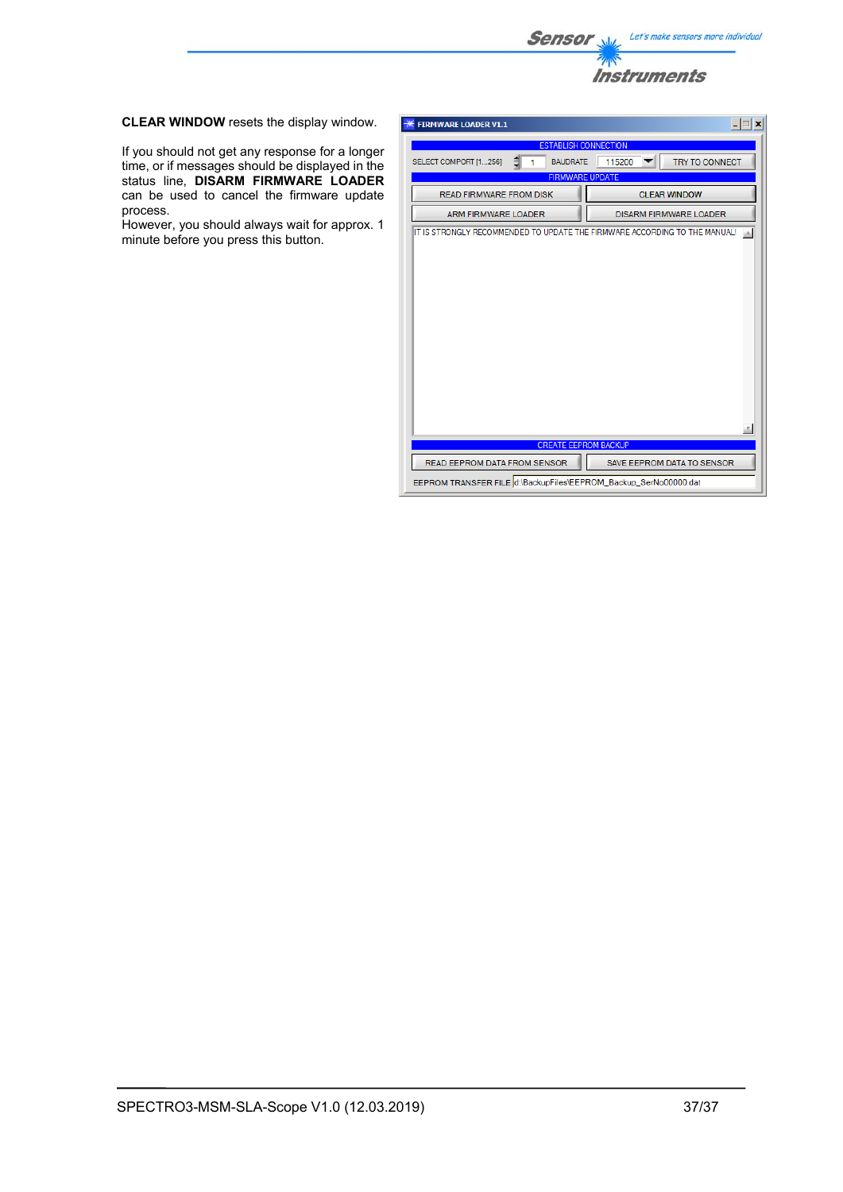**CLEAR WINDOW** resets the display window.

If you should not get any response for a longer time, or if messages should be displayed in the status line, **DISARM FIRMWARE LOADER** can be used to cancel the firmware update process.
However, you should always wait for approx. 1 minute before you press this button.